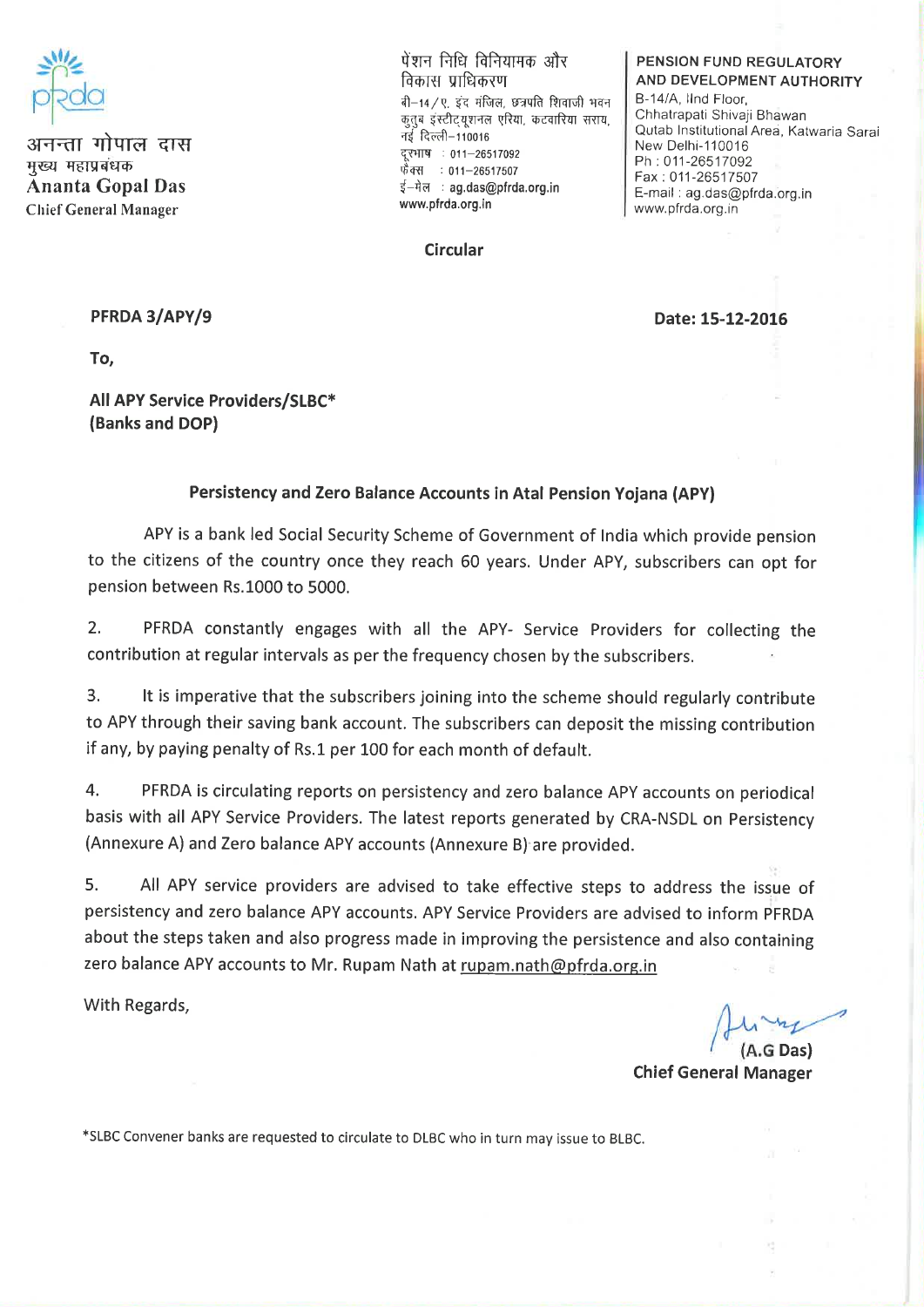pfrda

अनन्ता गोपाल दास
मुख्य महाप्रबंधक
**Ananta Gopal Das**
Chief General Manager

पेंशन निधि विनियामक और
विकास प्राधिकरण
बी–14/ए, इंद मंजिल, छत्रपति शिवाजी भवन
कुतुब इंस्टीट्यूशनल एरिया, कटवारिया सराय,
नई दिल्ली–110016
दूरभाष : 011–26517092
फैक्स : 011–26517507
ई–मेल : ag.das@pfrda.org.in
www.pfrda.org.in

**PENSION FUND REGULATORY AND DEVELOPMENT AUTHORITY**
B-14/A, IInd Floor,
Chhatrapati Shivaji Bhawan
Qutab Institutional Area, Katwaria Sarai
New Delhi-110016
Ph : 011-26517092
Fax : 011-26517507
E-mail : ag.das@pfrda.org.in
www.pfrda.org.in

**Circular**

**PFRDA 3/APY/9** **Date: 15-12-2016**

**To,**

**All APY Service Providers/SLBC\***
**(Banks and DOP)**

**Persistency and Zero Balance Accounts in Atal Pension Yojana (APY)**

APY is a bank led Social Security Scheme of Government of India which provide pension to the citizens of the country once they reach 60 years. Under APY, subscribers can opt for pension between Rs.1000 to 5000.

2. PFRDA constantly engages with all the APY- Service Providers for collecting the contribution at regular intervals as per the frequency chosen by the subscribers.

3. It is imperative that the subscribers joining into the scheme should regularly contribute to APY through their saving bank account. The subscribers can deposit the missing contribution if any, by paying penalty of Rs.1 per 100 for each month of default.

4. PFRDA is circulating reports on persistency and zero balance APY accounts on periodical basis with all APY Service Providers. The latest reports generated by CRA-NSDL on Persistency (Annexure A) and Zero balance APY accounts (Annexure B) are provided.

5. All APY service providers are advised to take effective steps to address the issue of persistency and zero balance APY accounts. APY Service Providers are advised to inform PFRDA about the steps taken and also progress made in improving the persistence and also containing zero balance APY accounts to Mr. Rupam Nath at rupam.nath@pfrda.org.in

With Regards,

**(A.G Das)**
**Chief General Manager**

\*SLBC Convener banks are requested to circulate to DLBC who in turn may issue to BLBC.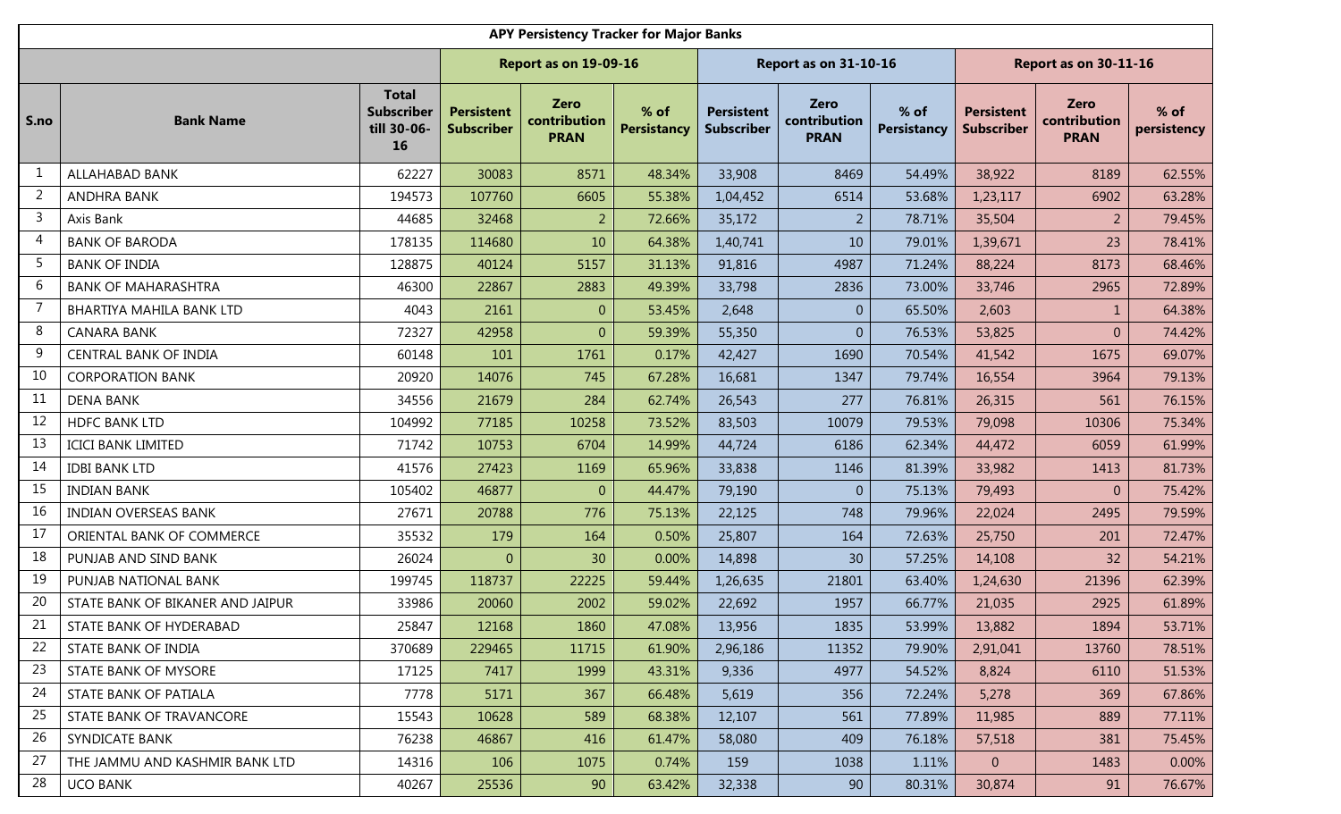| APY Persistency Tracker for Major Banks | | | | | | | | | | | |
|---|---|---|---|---|---|---|---|---|---|---|---|
| | | | Report as on 19-09-16 | | | Report as on 31-10-16 | | | Report as on 30-11-16 | | |
| S.no | Bank Name | Total Subscriber till 30-06-16 | Persistent Subscriber | Zero contribution PRAN | % of Persistancy | Persistent Subscriber | Zero contribution PRAN | % of Persistancy | Persistent Subscriber | Zero contribution PRAN | % of persistency |
| 1 | ALLAHABAD BANK | 62227 | 30083 | 8571 | 48.34% | 33,908 | 8469 | 54.49% | 38,922 | 8189 | 62.55% |
| 2 | ANDHRA BANK | 194573 | 107760 | 6605 | 55.38% | 1,04,452 | 6514 | 53.68% | 1,23,117 | 6902 | 63.28% |
| 3 | Axis Bank | 44685 | 32468 | 2 | 72.66% | 35,172 | 2 | 78.71% | 35,504 | 2 | 79.45% |
| 4 | BANK OF BARODA | 178135 | 114680 | 10 | 64.38% | 1,40,741 | 10 | 79.01% | 1,39,671 | 23 | 78.41% |
| 5 | BANK OF INDIA | 128875 | 40124 | 5157 | 31.13% | 91,816 | 4987 | 71.24% | 88,224 | 8173 | 68.46% |
| 6 | BANK OF MAHARASHTRA | 46300 | 22867 | 2883 | 49.39% | 33,798 | 2836 | 73.00% | 33,746 | 2965 | 72.89% |
| 7 | BHARTIYA MAHILA BANK LTD | 4043 | 2161 | 0 | 53.45% | 2,648 | 0 | 65.50% | 2,603 | 1 | 64.38% |
| 8 | CANARA BANK | 72327 | 42958 | 0 | 59.39% | 55,350 | 0 | 76.53% | 53,825 | 0 | 74.42% |
| 9 | CENTRAL BANK OF INDIA | 60148 | 101 | 1761 | 0.17% | 42,427 | 1690 | 70.54% | 41,542 | 1675 | 69.07% |
| 10 | CORPORATION BANK | 20920 | 14076 | 745 | 67.28% | 16,681 | 1347 | 79.74% | 16,554 | 3964 | 79.13% |
| 11 | DENA BANK | 34556 | 21679 | 284 | 62.74% | 26,543 | 277 | 76.81% | 26,315 | 561 | 76.15% |
| 12 | HDFC BANK LTD | 104992 | 77185 | 10258 | 73.52% | 83,503 | 10079 | 79.53% | 79,098 | 10306 | 75.34% |
| 13 | ICICI BANK LIMITED | 71742 | 10753 | 6704 | 14.99% | 44,724 | 6186 | 62.34% | 44,472 | 6059 | 61.99% |
| 14 | IDBI BANK LTD | 41576 | 27423 | 1169 | 65.96% | 33,838 | 1146 | 81.39% | 33,982 | 1413 | 81.73% |
| 15 | INDIAN BANK | 105402 | 46877 | 0 | 44.47% | 79,190 | 0 | 75.13% | 79,493 | 0 | 75.42% |
| 16 | INDIAN OVERSEAS BANK | 27671 | 20788 | 776 | 75.13% | 22,125 | 748 | 79.96% | 22,024 | 2495 | 79.59% |
| 17 | ORIENTAL BANK OF COMMERCE | 35532 | 179 | 164 | 0.50% | 25,807 | 164 | 72.63% | 25,750 | 201 | 72.47% |
| 18 | PUNJAB AND SIND BANK | 26024 | 0 | 30 | 0.00% | 14,898 | 30 | 57.25% | 14,108 | 32 | 54.21% |
| 19 | PUNJAB NATIONAL BANK | 199745 | 118737 | 22225 | 59.44% | 1,26,635 | 21801 | 63.40% | 1,24,630 | 21396 | 62.39% |
| 20 | STATE BANK OF BIKANER AND JAIPUR | 33986 | 20060 | 2002 | 59.02% | 22,692 | 1957 | 66.77% | 21,035 | 2925 | 61.89% |
| 21 | STATE BANK OF HYDERABAD | 25847 | 12168 | 1860 | 47.08% | 13,956 | 1835 | 53.99% | 13,882 | 1894 | 53.71% |
| 22 | STATE BANK OF INDIA | 370689 | 229465 | 11715 | 61.90% | 2,96,186 | 11352 | 79.90% | 2,91,041 | 13760 | 78.51% |
| 23 | STATE BANK OF MYSORE | 17125 | 7417 | 1999 | 43.31% | 9,336 | 4977 | 54.52% | 8,824 | 6110 | 51.53% |
| 24 | STATE BANK OF PATIALA | 7778 | 5171 | 367 | 66.48% | 5,619 | 356 | 72.24% | 5,278 | 369 | 67.86% |
| 25 | STATE BANK OF TRAVANCORE | 15543 | 10628 | 589 | 68.38% | 12,107 | 561 | 77.89% | 11,985 | 889 | 77.11% |
| 26 | SYNDICATE BANK | 76238 | 46867 | 416 | 61.47% | 58,080 | 409 | 76.18% | 57,518 | 381 | 75.45% |
| 27 | THE JAMMU AND KASHMIR BANK LTD | 14316 | 106 | 1075 | 0.74% | 159 | 1038 | 1.11% | 0 | 1483 | 0.00% |
| 28 | UCO BANK | 40267 | 25536 | 90 | 63.42% | 32,338 | 90 | 80.31% | 30,874 | 91 | 76.67% |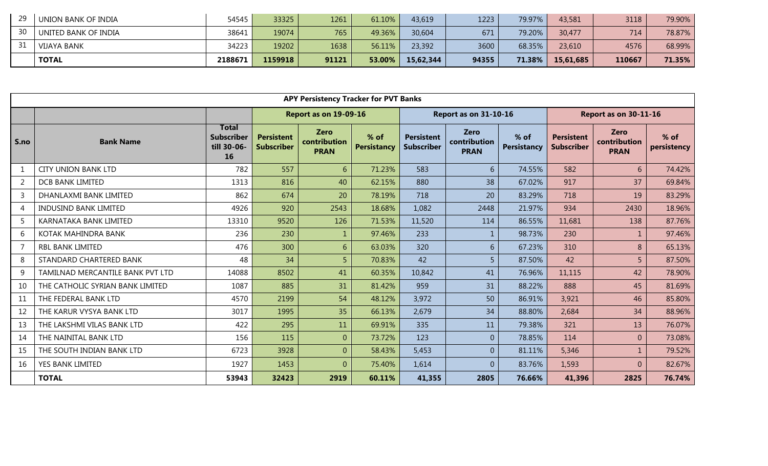| 29 | UNION BANK OF INDIA | 54545 | 33325 | 1261 | 61.10% | 43,619 | 1223 | 79.97% | 43,581 | 3118 | 79.90% |
|---|---|---|---|---|---|---|---|---|---|---|---|
| 30 | UNITED BANK OF INDIA | 38641 | 19074 | 765 | 49.36% | 30,604 | 671 | 79.20% | 30,477 | 714 | 78.87% |
| 31 | VIJAYA BANK | 34223 | 19202 | 1638 | 56.11% | 23,392 | 3600 | 68.35% | 23,610 | 4576 | 68.99% |
| | **TOTAL** | **2188671** | **1159918** | **91121** | **53.00%** | **15,62,344** | **94355** | **71.38%** | **15,61,685** | **110667** | **71.35%** |

**APY Persistency Tracker for PVT Banks**

| | | | Report as on 19-09-16 | | | Report as on 31-10-16 | | | Report as on 30-11-16 | | |
|---|---|---|---|---|---|---|---|---|---|---|---|
| **S.no** | **Bank Name** | **Total Subscriber till 30-06-16** | **Persistent Subscriber** | **Zero contribution PRAN** | **% of Persistancy** | **Persistent Subscriber** | **Zero contribution PRAN** | **% of Persistancy** | **Persistent Subscriber** | **Zero contribution PRAN** | **% of persistency** |
| 1 | CITY UNION BANK LTD | 782 | 557 | 6 | 71.23% | 583 | 6 | 74.55% | 582 | 6 | 74.42% |
| 2 | DCB BANK LIMITED | 1313 | 816 | 40 | 62.15% | 880 | 38 | 67.02% | 917 | 37 | 69.84% |
| 3 | DHANLAXMI BANK LIMITED | 862 | 674 | 20 | 78.19% | 718 | 20 | 83.29% | 718 | 19 | 83.29% |
| 4 | INDUSIND BANK LIMITED | 4926 | 920 | 2543 | 18.68% | 1,082 | 2448 | 21.97% | 934 | 2430 | 18.96% |
| 5 | KARNATAKA BANK LIMITED | 13310 | 9520 | 126 | 71.53% | 11,520 | 114 | 86.55% | 11,681 | 138 | 87.76% |
| 6 | KOTAK MAHINDRA BANK | 236 | 230 | 1 | 97.46% | 233 | 1 | 98.73% | 230 | 1 | 97.46% |
| 7 | RBL BANK LIMITED | 476 | 300 | 6 | 63.03% | 320 | 6 | 67.23% | 310 | 8 | 65.13% |
| 8 | STANDARD CHARTERED BANK | 48 | 34 | 5 | 70.83% | 42 | 5 | 87.50% | 42 | 5 | 87.50% |
| 9 | TAMILNAD MERCANTILE BANK PVT LTD | 14088 | 8502 | 41 | 60.35% | 10,842 | 41 | 76.96% | 11,115 | 42 | 78.90% |
| 10 | THE CATHOLIC SYRIAN BANK LIMITED | 1087 | 885 | 31 | 81.42% | 959 | 31 | 88.22% | 888 | 45 | 81.69% |
| 11 | THE FEDERAL BANK LTD | 4570 | 2199 | 54 | 48.12% | 3,972 | 50 | 86.91% | 3,921 | 46 | 85.80% |
| 12 | THE KARUR VYSYA BANK LTD | 3017 | 1995 | 35 | 66.13% | 2,679 | 34 | 88.80% | 2,684 | 34 | 88.96% |
| 13 | THE LAKSHMI VILAS BANK LTD | 422 | 295 | 11 | 69.91% | 335 | 11 | 79.38% | 321 | 13 | 76.07% |
| 14 | THE NAINITAL BANK LTD | 156 | 115 | 0 | 73.72% | 123 | 0 | 78.85% | 114 | 0 | 73.08% |
| 15 | THE SOUTH INDIAN BANK LTD | 6723 | 3928 | 0 | 58.43% | 5,453 | 0 | 81.11% | 5,346 | 1 | 79.52% |
| 16 | YES BANK LIMITED | 1927 | 1453 | 0 | 75.40% | 1,614 | 0 | 83.76% | 1,593 | 0 | 82.67% |
| | **TOTAL** | **53943** | **32423** | **2919** | **60.11%** | **41,355** | **2805** | **76.66%** | **41,396** | **2825** | **76.74%** |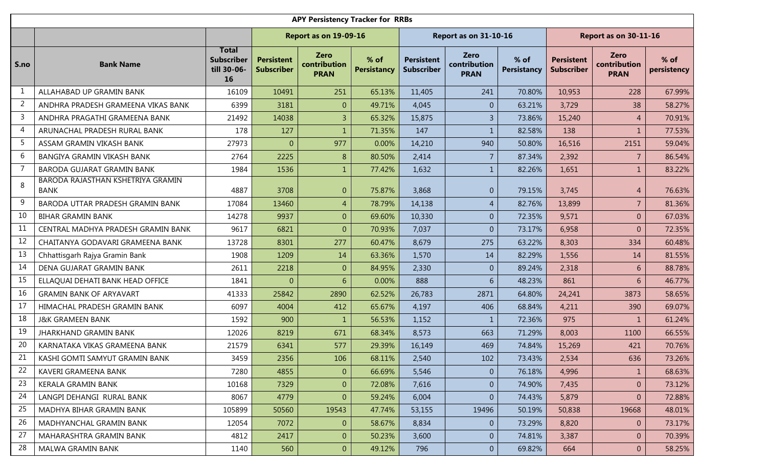| APY Persistency Tracker for RRBs | | | | | | | | | | | |
|---|---|---|---|---|---|---|---|---|---|---|---|
| | | | Report as on 19-09-16 | | | Report as on 31-10-16 | | | Report as on 30-11-16 | | |
| S.no | Bank Name | Total Subscriber till 30-06-16 | Persistent Subscriber | Zero contribution PRAN | % of Persistancy | Persistent Subscriber | Zero contribution PRAN | % of Persistancy | Persistent Subscriber | Zero contribution PRAN | % of persistency |
| 1 | ALLAHABAD UP GRAMIN BANK | 16109 | 10491 | 251 | 65.13% | 11,405 | 241 | 70.80% | 10,953 | 228 | 67.99% |
| 2 | ANDHRA PRADESH GRAMEENA VIKAS BANK | 6399 | 3181 | 0 | 49.71% | 4,045 | 0 | 63.21% | 3,729 | 38 | 58.27% |
| 3 | ANDHRA PRAGATHI GRAMEENA BANK | 21492 | 14038 | 3 | 65.32% | 15,875 | 3 | 73.86% | 15,240 | 4 | 70.91% |
| 4 | ARUNACHAL PRADESH RURAL BANK | 178 | 127 | 1 | 71.35% | 147 | 1 | 82.58% | 138 | 1 | 77.53% |
| 5 | ASSAM GRAMIN VIKASH BANK | 27973 | 0 | 977 | 0.00% | 14,210 | 940 | 50.80% | 16,516 | 2151 | 59.04% |
| 6 | BANGIYA GRAMIN VIKASH BANK | 2764 | 2225 | 8 | 80.50% | 2,414 | 7 | 87.34% | 2,392 | 7 | 86.54% |
| 7 | BARODA GUJARAT GRAMIN BANK | 1984 | 1536 | 1 | 77.42% | 1,632 | 1 | 82.26% | 1,651 | 1 | 83.22% |
| 8 | BARODA RAJASTHAN KSHETRIYA GRAMIN BANK | 4887 | 3708 | 0 | 75.87% | 3,868 | 0 | 79.15% | 3,745 | 4 | 76.63% |
| 9 | BARODA UTTAR PRADESH GRAMIN BANK | 17084 | 13460 | 4 | 78.79% | 14,138 | 4 | 82.76% | 13,899 | 7 | 81.36% |
| 10 | BIHAR GRAMIN BANK | 14278 | 9937 | 0 | 69.60% | 10,330 | 0 | 72.35% | 9,571 | 0 | 67.03% |
| 11 | CENTRAL MADHYA PRADESH GRAMIN BANK | 9617 | 6821 | 0 | 70.93% | 7,037 | 0 | 73.17% | 6,958 | 0 | 72.35% |
| 12 | CHAITANYA GODAVARI GRAMEENA BANK | 13728 | 8301 | 277 | 60.47% | 8,679 | 275 | 63.22% | 8,303 | 334 | 60.48% |
| 13 | Chhattisgarh Rajya Gramin Bank | 1908 | 1209 | 14 | 63.36% | 1,570 | 14 | 82.29% | 1,556 | 14 | 81.55% |
| 14 | DENA GUJARAT GRAMIN BANK | 2611 | 2218 | 0 | 84.95% | 2,330 | 0 | 89.24% | 2,318 | 6 | 88.78% |
| 15 | ELLAQUAI DEHATI BANK HEAD OFFICE | 1841 | 0 | 6 | 0.00% | 888 | 6 | 48.23% | 861 | 6 | 46.77% |
| 16 | GRAMIN BANK OF ARYAVART | 41333 | 25842 | 2890 | 62.52% | 26,783 | 2871 | 64.80% | 24,241 | 3873 | 58.65% |
| 17 | HIMACHAL PRADESH GRAMIN BANK | 6097 | 4004 | 412 | 65.67% | 4,197 | 406 | 68.84% | 4,211 | 390 | 69.07% |
| 18 | J&K GRAMEEN BANK | 1592 | 900 | 1 | 56.53% | 1,152 | 1 | 72.36% | 975 | 1 | 61.24% |
| 19 | JHARKHAND GRAMIN BANK | 12026 | 8219 | 671 | 68.34% | 8,573 | 663 | 71.29% | 8,003 | 1100 | 66.55% |
| 20 | KARNATAKA VIKAS GRAMEENA BANK | 21579 | 6341 | 577 | 29.39% | 16,149 | 469 | 74.84% | 15,269 | 421 | 70.76% |
| 21 | KASHI GOMTI SAMYUT GRAMIN BANK | 3459 | 2356 | 106 | 68.11% | 2,540 | 102 | 73.43% | 2,534 | 636 | 73.26% |
| 22 | KAVERI GRAMEENA BANK | 7280 | 4855 | 0 | 66.69% | 5,546 | 0 | 76.18% | 4,996 | 1 | 68.63% |
| 23 | KERALA GRAMIN BANK | 10168 | 7329 | 0 | 72.08% | 7,616 | 0 | 74.90% | 7,435 | 0 | 73.12% |
| 24 | LANGPI DEHANGI RURAL BANK | 8067 | 4779 | 0 | 59.24% | 6,004 | 0 | 74.43% | 5,879 | 0 | 72.88% |
| 25 | MADHYA BIHAR GRAMIN BANK | 105899 | 50560 | 19543 | 47.74% | 53,155 | 19496 | 50.19% | 50,838 | 19668 | 48.01% |
| 26 | MADHYANCHAL GRAMIN BANK | 12054 | 7072 | 0 | 58.67% | 8,834 | 0 | 73.29% | 8,820 | 0 | 73.17% |
| 27 | MAHARASHTRA GRAMIN BANK | 4812 | 2417 | 0 | 50.23% | 3,600 | 0 | 74.81% | 3,387 | 0 | 70.39% |
| 28 | MALWA GRAMIN BANK | 1140 | 560 | 0 | 49.12% | 796 | 0 | 69.82% | 664 | 0 | 58.25% |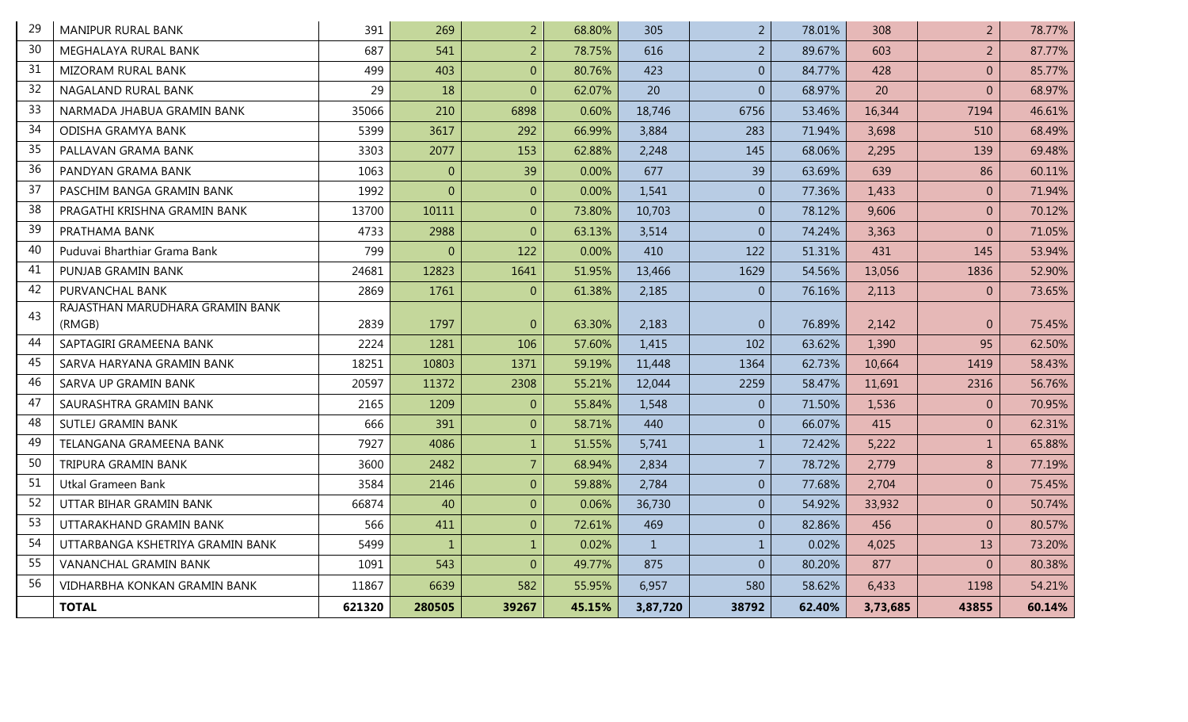| 29 | MANIPUR RURAL BANK | 391 | 269 | 2 | 68.80% | 305 | 2 | 78.01% | 308 | 2 | 78.77% |
|---|---|---|---|---|---|---|---|---|---|---|---|
| 30 | MEGHALAYA RURAL BANK | 687 | 541 | 2 | 78.75% | 616 | 2 | 89.67% | 603 | 2 | 87.77% |
| 31 | MIZORAM RURAL BANK | 499 | 403 | 0 | 80.76% | 423 | 0 | 84.77% | 428 | 0 | 85.77% |
| 32 | NAGALAND RURAL BANK | 29 | 18 | 0 | 62.07% | 20 | 0 | 68.97% | 20 | 0 | 68.97% |
| 33 | NARMADA JHABUA GRAMIN BANK | 35066 | 210 | 6898 | 0.60% | 18,746 | 6756 | 53.46% | 16,344 | 7194 | 46.61% |
| 34 | ODISHA GRAMYA BANK | 5399 | 3617 | 292 | 66.99% | 3,884 | 283 | 71.94% | 3,698 | 510 | 68.49% |
| 35 | PALLAVAN GRAMA BANK | 3303 | 2077 | 153 | 62.88% | 2,248 | 145 | 68.06% | 2,295 | 139 | 69.48% |
| 36 | PANDYAN GRAMA BANK | 1063 | 0 | 39 | 0.00% | 677 | 39 | 63.69% | 639 | 86 | 60.11% |
| 37 | PASCHIM BANGA GRAMIN BANK | 1992 | 0 | 0 | 0.00% | 1,541 | 0 | 77.36% | 1,433 | 0 | 71.94% |
| 38 | PRAGATHI KRISHNA GRAMIN BANK | 13700 | 10111 | 0 | 73.80% | 10,703 | 0 | 78.12% | 9,606 | 0 | 70.12% |
| 39 | PRATHAMA BANK | 4733 | 2988 | 0 | 63.13% | 3,514 | 0 | 74.24% | 3,363 | 0 | 71.05% |
| 40 | Puduvai Bharthiar Grama Bank | 799 | 0 | 122 | 0.00% | 410 | 122 | 51.31% | 431 | 145 | 53.94% |
| 41 | PUNJAB GRAMIN BANK | 24681 | 12823 | 1641 | 51.95% | 13,466 | 1629 | 54.56% | 13,056 | 1836 | 52.90% |
| 42 | PURVANCHAL BANK | 2869 | 1761 | 0 | 61.38% | 2,185 | 0 | 76.16% | 2,113 | 0 | 73.65% |
| 43 | RAJASTHAN MARUDHARA GRAMIN BANK (RMGB) | 2839 | 1797 | 0 | 63.30% | 2,183 | 0 | 76.89% | 2,142 | 0 | 75.45% |
| 44 | SAPTAGIRI GRAMEENA BANK | 2224 | 1281 | 106 | 57.60% | 1,415 | 102 | 63.62% | 1,390 | 95 | 62.50% |
| 45 | SARVA HARYANA GRAMIN BANK | 18251 | 10803 | 1371 | 59.19% | 11,448 | 1364 | 62.73% | 10,664 | 1419 | 58.43% |
| 46 | SARVA UP GRAMIN BANK | 20597 | 11372 | 2308 | 55.21% | 12,044 | 2259 | 58.47% | 11,691 | 2316 | 56.76% |
| 47 | SAURASHTRA GRAMIN BANK | 2165 | 1209 | 0 | 55.84% | 1,548 | 0 | 71.50% | 1,536 | 0 | 70.95% |
| 48 | SUTLEJ GRAMIN BANK | 666 | 391 | 0 | 58.71% | 440 | 0 | 66.07% | 415 | 0 | 62.31% |
| 49 | TELANGANA GRAMEENA BANK | 7927 | 4086 | 1 | 51.55% | 5,741 | 1 | 72.42% | 5,222 | 1 | 65.88% |
| 50 | TRIPURA GRAMIN BANK | 3600 | 2482 | 7 | 68.94% | 2,834 | 7 | 78.72% | 2,779 | 8 | 77.19% |
| 51 | Utkal Grameen Bank | 3584 | 2146 | 0 | 59.88% | 2,784 | 0 | 77.68% | 2,704 | 0 | 75.45% |
| 52 | UTTAR BIHAR GRAMIN BANK | 66874 | 40 | 0 | 0.06% | 36,730 | 0 | 54.92% | 33,932 | 0 | 50.74% |
| 53 | UTTARAKHAND GRAMIN BANK | 566 | 411 | 0 | 72.61% | 469 | 0 | 82.86% | 456 | 0 | 80.57% |
| 54 | UTTARBANGA KSHETRIYA GRAMIN BANK | 5499 | 1 | 1 | 0.02% | 1 | 1 | 0.02% | 4,025 | 13 | 73.20% |
| 55 | VANANCHAL GRAMIN BANK | 1091 | 543 | 0 | 49.77% | 875 | 0 | 80.20% | 877 | 0 | 80.38% |
| 56 | VIDHARBHA KONKAN GRAMIN BANK | 11867 | 6639 | 582 | 55.95% | 6,957 | 580 | 58.62% | 6,433 | 1198 | 54.21% |
| | **TOTAL** | **621320** | **280505** | **39267** | **45.15%** | **3,87,720** | **38792** | **62.40%** | **3,73,685** | **43855** | **60.14%** |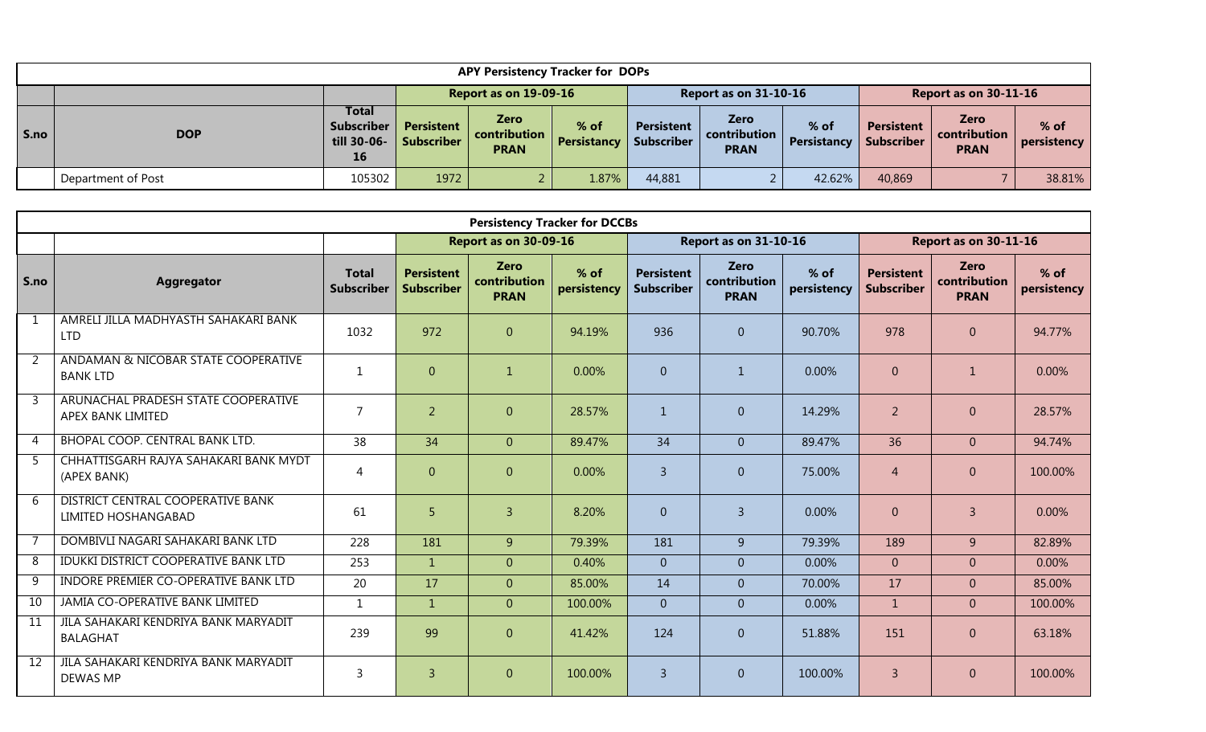| APY Persistency Tracker for DOPs | | | | | | | | | | | |
|---|---|---|---|---|---|---|---|---|---|---|---|
| | | | Report as on 19-09-16 | | | Report as on 31-10-16 | | | Report as on 30-11-16 | | |
| S.no | DOP | Total Subscriber till 30-06-16 | Persistent Subscriber | Zero contribution PRAN | % of Persistancy | Persistent Subscriber | Zero contribution PRAN | % of Persistancy | Persistent Subscriber | Zero contribution PRAN | % of persistency |
| | Department of Post | 105302 | 1972 | 2 | 1.87% | 44,881 | 2 | 42.62% | 40,869 | 7 | 38.81% |

| Persistency Tracker for DCCBs | | | | | | | | | | | |
|---|---|---|---|---|---|---|---|---|---|---|---|
| | | | Report as on 30-09-16 | | | Report as on 31-10-16 | | | Report as on 30-11-16 | | |
| S.no | Aggregator | Total Subscriber | Persistent Subscriber | Zero contribution PRAN | % of persistency | Persistent Subscriber | Zero contribution PRAN | % of persistency | Persistent Subscriber | Zero contribution PRAN | % of persistency |
| 1 | AMRELI JILLA MADHYASTH SAHAKARI BANK LTD | 1032 | 972 | 0 | 94.19% | 936 | 0 | 90.70% | 978 | 0 | 94.77% |
| 2 | ANDAMAN & NICOBAR STATE COOPERATIVE BANK LTD | 1 | 0 | 1 | 0.00% | 0 | 1 | 0.00% | 0 | 1 | 0.00% |
| 3 | ARUNACHAL PRADESH STATE COOPERATIVE APEX BANK LIMITED | 7 | 2 | 0 | 28.57% | 1 | 0 | 14.29% | 2 | 0 | 28.57% |
| 4 | BHOPAL COOP. CENTRAL BANK LTD. | 38 | 34 | 0 | 89.47% | 34 | 0 | 89.47% | 36 | 0 | 94.74% |
| 5 | CHHATTISGARH RAJYA SAHAKARI BANK MYDT (APEX BANK) | 4 | 0 | 0 | 0.00% | 3 | 0 | 75.00% | 4 | 0 | 100.00% |
| 6 | DISTRICT CENTRAL COOPERATIVE BANK LIMITED HOSHANGABAD | 61 | 5 | 3 | 8.20% | 0 | 3 | 0.00% | 0 | 3 | 0.00% |
| 7 | DOMBIVLI NAGARI SAHAKARI BANK LTD | 228 | 181 | 9 | 79.39% | 181 | 9 | 79.39% | 189 | 9 | 82.89% |
| 8 | IDUKKI DISTRICT COOPERATIVE BANK LTD | 253 | 1 | 0 | 0.40% | 0 | 0 | 0.00% | 0 | 0 | 0.00% |
| 9 | INDORE PREMIER CO-OPERATIVE BANK LTD | 20 | 17 | 0 | 85.00% | 14 | 0 | 70.00% | 17 | 0 | 85.00% |
| 10 | JAMIA CO-OPERATIVE BANK LIMITED | 1 | 1 | 0 | 100.00% | 0 | 0 | 0.00% | 1 | 0 | 100.00% |
| 11 | JILA SAHAKARI KENDRIYA BANK MARYADIT BALAGHAT | 239 | 99 | 0 | 41.42% | 124 | 0 | 51.88% | 151 | 0 | 63.18% |
| 12 | JILA SAHAKARI KENDRIYA BANK MARYADIT DEWAS MP | 3 | 3 | 0 | 100.00% | 3 | 0 | 100.00% | 3 | 0 | 100.00% |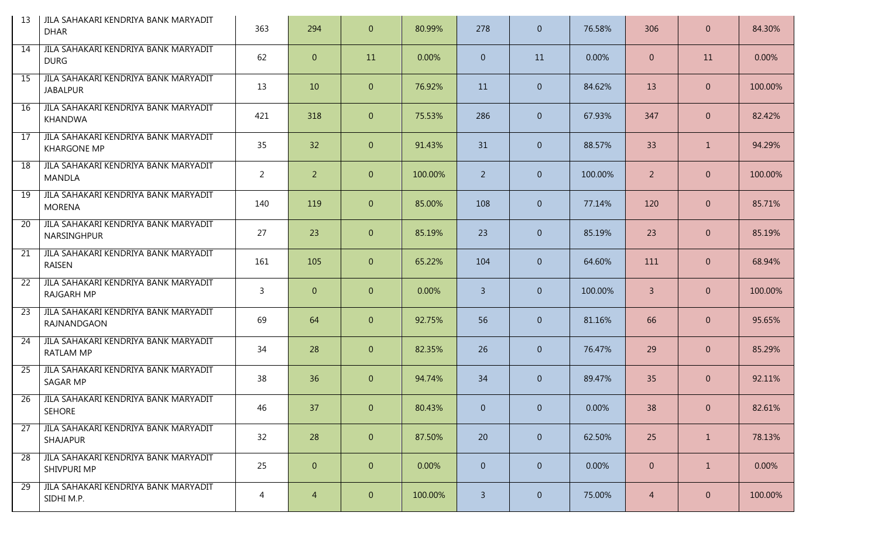| 13 | JILA SAHAKARI KENDRIYA BANK MARYADIT DHAR | 363 | 294 | 0 | 80.99% | 278 | 0 | 76.58% | 306 | 0 | 84.30% |
|---|---|---|---|---|---|---|---|---|---|---|---|
| 14 | JILA SAHAKARI KENDRIYA BANK MARYADIT DURG | 62 | 0 | 11 | 0.00% | 0 | 11 | 0.00% | 0 | 11 | 0.00% |
| 15 | JILA SAHAKARI KENDRIYA BANK MARYADIT JABALPUR | 13 | 10 | 0 | 76.92% | 11 | 0 | 84.62% | 13 | 0 | 100.00% |
| 16 | JILA SAHAKARI KENDRIYA BANK MARYADIT KHANDWA | 421 | 318 | 0 | 75.53% | 286 | 0 | 67.93% | 347 | 0 | 82.42% |
| 17 | JILA SAHAKARI KENDRIYA BANK MARYADIT KHARGONE MP | 35 | 32 | 0 | 91.43% | 31 | 0 | 88.57% | 33 | 1 | 94.29% |
| 18 | JILA SAHAKARI KENDRIYA BANK MARYADIT MANDLA | 2 | 2 | 0 | 100.00% | 2 | 0 | 100.00% | 2 | 0 | 100.00% |
| 19 | JILA SAHAKARI KENDRIYA BANK MARYADIT MORENA | 140 | 119 | 0 | 85.00% | 108 | 0 | 77.14% | 120 | 0 | 85.71% |
| 20 | JILA SAHAKARI KENDRIYA BANK MARYADIT NARSINGHPUR | 27 | 23 | 0 | 85.19% | 23 | 0 | 85.19% | 23 | 0 | 85.19% |
| 21 | JILA SAHAKARI KENDRIYA BANK MARYADIT RAISEN | 161 | 105 | 0 | 65.22% | 104 | 0 | 64.60% | 111 | 0 | 68.94% |
| 22 | JILA SAHAKARI KENDRIYA BANK MARYADIT RAJGARH MP | 3 | 0 | 0 | 0.00% | 3 | 0 | 100.00% | 3 | 0 | 100.00% |
| 23 | JILA SAHAKARI KENDRIYA BANK MARYADIT RAJNANDGAON | 69 | 64 | 0 | 92.75% | 56 | 0 | 81.16% | 66 | 0 | 95.65% |
| 24 | JILA SAHAKARI KENDRIYA BANK MARYADIT RATLAM MP | 34 | 28 | 0 | 82.35% | 26 | 0 | 76.47% | 29 | 0 | 85.29% |
| 25 | JILA SAHAKARI KENDRIYA BANK MARYADIT SAGAR MP | 38 | 36 | 0 | 94.74% | 34 | 0 | 89.47% | 35 | 0 | 92.11% |
| 26 | JILA SAHAKARI KENDRIYA BANK MARYADIT SEHORE | 46 | 37 | 0 | 80.43% | 0 | 0 | 0.00% | 38 | 0 | 82.61% |
| 27 | JILA SAHAKARI KENDRIYA BANK MARYADIT SHAJAPUR | 32 | 28 | 0 | 87.50% | 20 | 0 | 62.50% | 25 | 1 | 78.13% |
| 28 | JILA SAHAKARI KENDRIYA BANK MARYADIT SHIVPURI MP | 25 | 0 | 0 | 0.00% | 0 | 0 | 0.00% | 0 | 1 | 0.00% |
| 29 | JILA SAHAKARI KENDRIYA BANK MARYADIT SIDHI M.P. | 4 | 4 | 0 | 100.00% | 3 | 0 | 75.00% | 4 | 0 | 100.00% |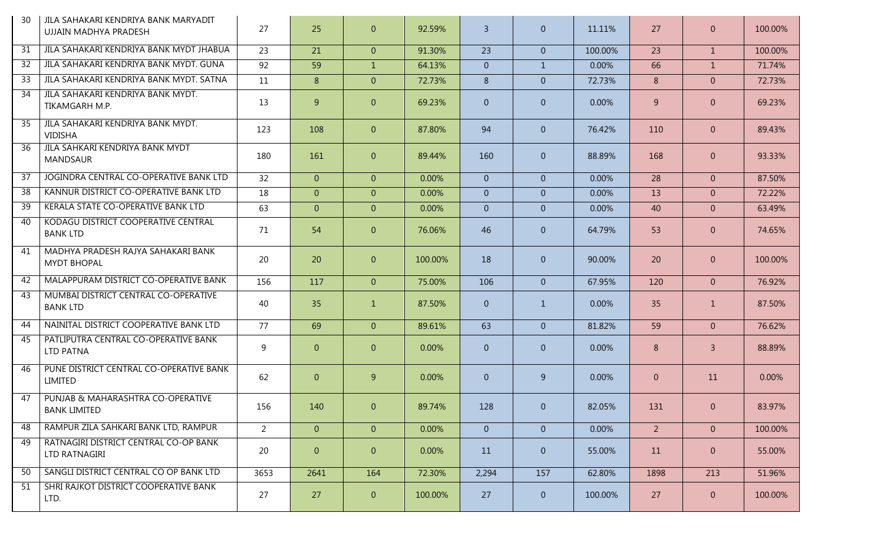| 30 | JILA SAHAKARI KENDRIYA BANK MARYADIT UJJAIN MADHYA PRADESH | 27 | 25 | 0 | 92.59% | 3 | 0 | 11.11% | 27 | 0 | 100.00% |
|---|---|---|---|---|---|---|---|---|---|---|---|
| 31 | JILA SAHAKARI KENDRIYA BANK MYDT JHABUA | 23 | 21 | 0 | 91.30% | 23 | 0 | 100.00% | 23 | 1 | 100.00% |
| 32 | JILA SAHAKARI KENDRIYA BANK MYDT. GUNA | 92 | 59 | 1 | 64.13% | 0 | 1 | 0.00% | 66 | 1 | 71.74% |
| 33 | JILA SAHAKARI KENDRIYA BANK MYDT. SATNA | 11 | 8 | 0 | 72.73% | 8 | 0 | 72.73% | 8 | 0 | 72.73% |
| 34 | JILA SAHAKARI KENDRIYA BANK MYDT. TIKAMGARH M.P. | 13 | 9 | 0 | 69.23% | 0 | 0 | 0.00% | 9 | 0 | 69.23% |
| 35 | JILA SAHAKARI KENDRIYA BANK MYDT. VIDISHA | 123 | 108 | 0 | 87.80% | 94 | 0 | 76.42% | 110 | 0 | 89.43% |
| 36 | JILA SAHKARI KENDRIYA BANK MYDT MANDSAUR | 180 | 161 | 0 | 89.44% | 160 | 0 | 88.89% | 168 | 0 | 93.33% |
| 37 | JOGINDRA CENTRAL CO-OPERATIVE BANK LTD | 32 | 0 | 0 | 0.00% | 0 | 0 | 0.00% | 28 | 0 | 87.50% |
| 38 | KANNUR DISTRICT CO-OPERATIVE BANK LTD | 18 | 0 | 0 | 0.00% | 0 | 0 | 0.00% | 13 | 0 | 72.22% |
| 39 | KERALA STATE CO-OPERATIVE BANK LTD | 63 | 0 | 0 | 0.00% | 0 | 0 | 0.00% | 40 | 0 | 63.49% |
| 40 | KODAGU DISTRICT COOPERATIVE CENTRAL BANK LTD | 71 | 54 | 0 | 76.06% | 46 | 0 | 64.79% | 53 | 0 | 74.65% |
| 41 | MADHYA PRADESH RAJYA SAHAKARI BANK MYDT BHOPAL | 20 | 20 | 0 | 100.00% | 18 | 0 | 90.00% | 20 | 0 | 100.00% |
| 42 | MALAPPURAM DISTRICT CO-OPERATIVE BANK | 156 | 117 | 0 | 75.00% | 106 | 0 | 67.95% | 120 | 0 | 76.92% |
| 43 | MUMBAI DISTRICT CENTRAL CO-OPERATIVE BANK LTD | 40 | 35 | 1 | 87.50% | 0 | 1 | 0.00% | 35 | 1 | 87.50% |
| 44 | NAINITAL DISTRICT COOPERATIVE BANK LTD | 77 | 69 | 0 | 89.61% | 63 | 0 | 81.82% | 59 | 0 | 76.62% |
| 45 | PATLIPUTRA CENTRAL CO-OPERATIVE BANK LTD PATNA | 9 | 0 | 0 | 0.00% | 0 | 0 | 0.00% | 8 | 3 | 88.89% |
| 46 | PUNE DISTRICT CENTRAL CO-OPERATIVE BANK LIMITED | 62 | 0 | 9 | 0.00% | 0 | 9 | 0.00% | 0 | 11 | 0.00% |
| 47 | PUNJAB & MAHARASHTRA CO-OPERATIVE BANK LIMITED | 156 | 140 | 0 | 89.74% | 128 | 0 | 82.05% | 131 | 0 | 83.97% |
| 48 | RAMPUR ZILA SAHKARI BANK LTD, RAMPUR | 2 | 0 | 0 | 0.00% | 0 | 0 | 0.00% | 2 | 0 | 100.00% |
| 49 | RATNAGIRI DISTRICT CENTRAL CO-OP BANK LTD RATNAGIRI | 20 | 0 | 0 | 0.00% | 11 | 0 | 55.00% | 11 | 0 | 55.00% |
| 50 | SANGLI DISTRICT CENTRAL CO OP BANK LTD | 3653 | 2641 | 164 | 72.30% | 2,294 | 157 | 62.80% | 1898 | 213 | 51.96% |
| 51 | SHRI RAJKOT DISTRICT COOPERATIVE BANK LTD. | 27 | 27 | 0 | 100.00% | 27 | 0 | 100.00% | 27 | 0 | 100.00% |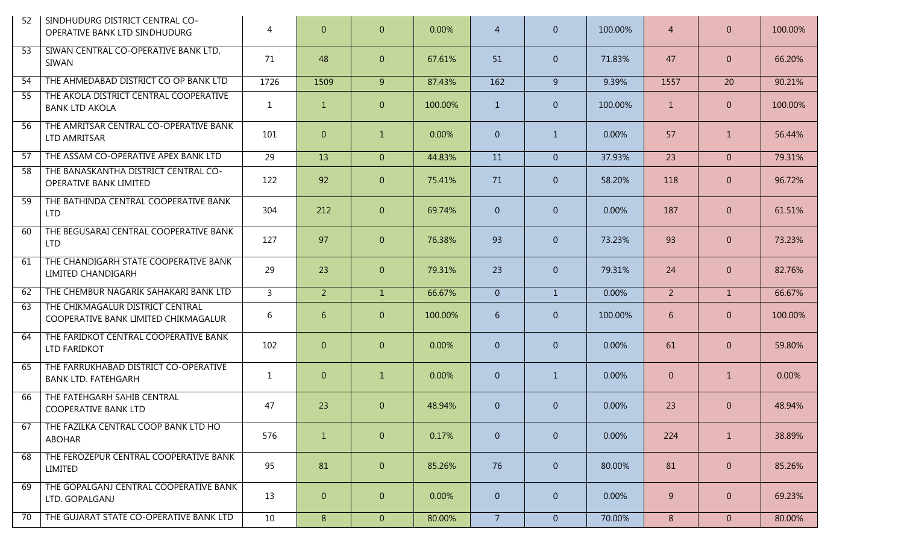| 52 | SINDHUDURG DISTRICT CENTRAL CO-OPERATIVE BANK LTD SINDHUDURG | 4 | 0 | 0 | 0.00% | 4 | 0 | 100.00% | 4 | 0 | 100.00% |
|---|---|---|---|---|---|---|---|---|---|---|---|
| 53 | SIWAN CENTRAL CO-OPERATIVE BANK LTD, SIWAN | 71 | 48 | 0 | 67.61% | 51 | 0 | 71.83% | 47 | 0 | 66.20% |
| 54 | THE AHMEDABAD DISTRICT CO OP BANK LTD | 1726 | 1509 | 9 | 87.43% | 162 | 9 | 9.39% | 1557 | 20 | 90.21% |
| 55 | THE AKOLA DISTRICT CENTRAL COOPERATIVE BANK LTD AKOLA | 1 | 1 | 0 | 100.00% | 1 | 0 | 100.00% | 1 | 0 | 100.00% |
| 56 | THE AMRITSAR CENTRAL CO-OPERATIVE BANK LTD AMRITSAR | 101 | 0 | 1 | 0.00% | 0 | 1 | 0.00% | 57 | 1 | 56.44% |
| 57 | THE ASSAM CO-OPERATIVE APEX BANK LTD | 29 | 13 | 0 | 44.83% | 11 | 0 | 37.93% | 23 | 0 | 79.31% |
| 58 | THE BANASKANTHA DISTRICT CENTRAL CO-OPERATIVE BANK LIMITED | 122 | 92 | 0 | 75.41% | 71 | 0 | 58.20% | 118 | 0 | 96.72% |
| 59 | THE BATHINDA CENTRAL COOPERATIVE BANK LTD | 304 | 212 | 0 | 69.74% | 0 | 0 | 0.00% | 187 | 0 | 61.51% |
| 60 | THE BEGUSARAI CENTRAL COOPERATIVE BANK LTD | 127 | 97 | 0 | 76.38% | 93 | 0 | 73.23% | 93 | 0 | 73.23% |
| 61 | THE CHANDIGARH STATE COOPERATIVE BANK LIMITED CHANDIGARH | 29 | 23 | 0 | 79.31% | 23 | 0 | 79.31% | 24 | 0 | 82.76% |
| 62 | THE CHEMBUR NAGARIK SAHAKARI BANK LTD | 3 | 2 | 1 | 66.67% | 0 | 1 | 0.00% | 2 | 1 | 66.67% |
| 63 | THE CHIKMAGALUR DISTRICT CENTRAL COOPERATIVE BANK LIMITED CHIKMAGALUR | 6 | 6 | 0 | 100.00% | 6 | 0 | 100.00% | 6 | 0 | 100.00% |
| 64 | THE FARIDKOT CENTRAL COOPERATIVE BANK LTD FARIDKOT | 102 | 0 | 0 | 0.00% | 0 | 0 | 0.00% | 61 | 0 | 59.80% |
| 65 | THE FARRUKHABAD DISTRICT CO-OPERATIVE BANK LTD. FATEHGARH | 1 | 0 | 1 | 0.00% | 0 | 1 | 0.00% | 0 | 1 | 0.00% |
| 66 | THE FATEHGARH SAHIB CENTRAL COOPERATIVE BANK LTD | 47 | 23 | 0 | 48.94% | 0 | 0 | 0.00% | 23 | 0 | 48.94% |
| 67 | THE FAZILKA CENTRAL COOP BANK LTD HO ABOHAR | 576 | 1 | 0 | 0.17% | 0 | 0 | 0.00% | 224 | 1 | 38.89% |
| 68 | THE FEROZEPUR CENTRAL COOPERATIVE BANK LIMITED | 95 | 81 | 0 | 85.26% | 76 | 0 | 80.00% | 81 | 0 | 85.26% |
| 69 | THE GOPALGANJ CENTRAL COOPERATIVE BANK LTD. GOPALGANJ | 13 | 0 | 0 | 0.00% | 0 | 0 | 0.00% | 9 | 0 | 69.23% |
| 70 | THE GUJARAT STATE CO-OPERATIVE BANK LTD | 10 | 8 | 0 | 80.00% | 7 | 0 | 70.00% | 8 | 0 | 80.00% |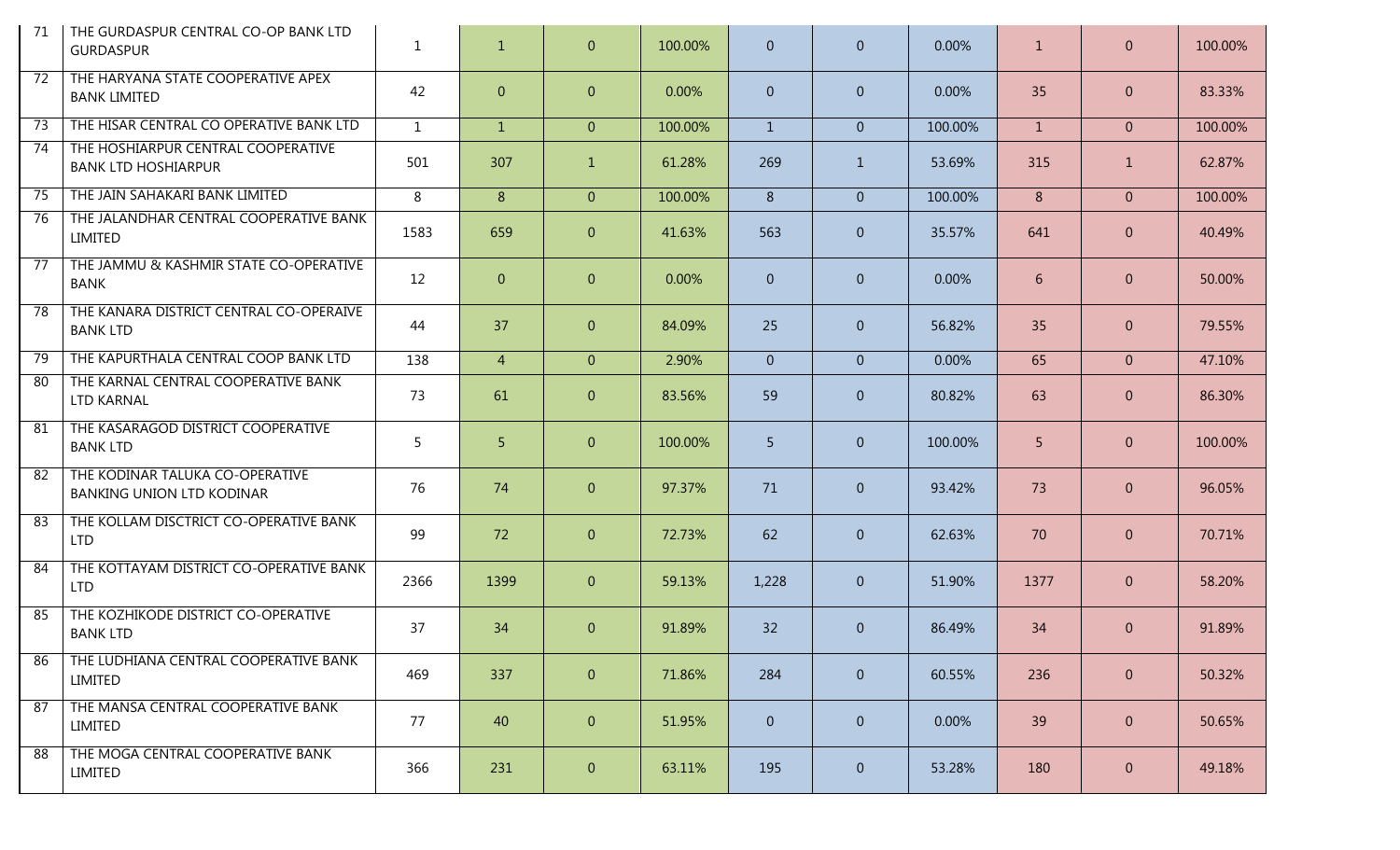| 71 | THE GURDASPUR CENTRAL CO-OP BANK LTD GURDASPUR | 1 | 1 | 0 | 100.00% | 0 | 0 | 0.00% | 1 | 0 | 100.00% |
|---|---|---|---|---|---|---|---|---|---|---|---|
| 72 | THE HARYANA STATE COOPERATIVE APEX BANK LIMITED | 42 | 0 | 0 | 0.00% | 0 | 0 | 0.00% | 35 | 0 | 83.33% |
| 73 | THE HISAR CENTRAL CO OPERATIVE BANK LTD | 1 | 1 | 0 | 100.00% | 1 | 0 | 100.00% | 1 | 0 | 100.00% |
| 74 | THE HOSHIARPUR CENTRAL COOPERATIVE BANK LTD HOSHIARPUR | 501 | 307 | 1 | 61.28% | 269 | 1 | 53.69% | 315 | 1 | 62.87% |
| 75 | THE JAIN SAHAKARI BANK LIMITED | 8 | 8 | 0 | 100.00% | 8 | 0 | 100.00% | 8 | 0 | 100.00% |
| 76 | THE JALANDHAR CENTRAL COOPERATIVE BANK LIMITED | 1583 | 659 | 0 | 41.63% | 563 | 0 | 35.57% | 641 | 0 | 40.49% |
| 77 | THE JAMMU & KASHMIR STATE CO-OPERATIVE BANK | 12 | 0 | 0 | 0.00% | 0 | 0 | 0.00% | 6 | 0 | 50.00% |
| 78 | THE KANARA DISTRICT CENTRAL CO-OPERAIVE BANK LTD | 44 | 37 | 0 | 84.09% | 25 | 0 | 56.82% | 35 | 0 | 79.55% |
| 79 | THE KAPURTHALA CENTRAL COOP BANK LTD | 138 | 4 | 0 | 2.90% | 0 | 0 | 0.00% | 65 | 0 | 47.10% |
| 80 | THE KARNAL CENTRAL COOPERATIVE BANK LTD KARNAL | 73 | 61 | 0 | 83.56% | 59 | 0 | 80.82% | 63 | 0 | 86.30% |
| 81 | THE KASARAGOD DISTRICT COOPERATIVE BANK LTD | 5 | 5 | 0 | 100.00% | 5 | 0 | 100.00% | 5 | 0 | 100.00% |
| 82 | THE KODINAR TALUKA CO-OPERATIVE BANKING UNION LTD KODINAR | 76 | 74 | 0 | 97.37% | 71 | 0 | 93.42% | 73 | 0 | 96.05% |
| 83 | THE KOLLAM DISCTRICT CO-OPERATIVE BANK LTD | 99 | 72 | 0 | 72.73% | 62 | 0 | 62.63% | 70 | 0 | 70.71% |
| 84 | THE KOTTAYAM DISTRICT CO-OPERATIVE BANK LTD | 2366 | 1399 | 0 | 59.13% | 1,228 | 0 | 51.90% | 1377 | 0 | 58.20% |
| 85 | THE KOZHIKODE DISTRICT CO-OPERATIVE BANK LTD | 37 | 34 | 0 | 91.89% | 32 | 0 | 86.49% | 34 | 0 | 91.89% |
| 86 | THE LUDHIANA CENTRAL COOPERATIVE BANK LIMITED | 469 | 337 | 0 | 71.86% | 284 | 0 | 60.55% | 236 | 0 | 50.32% |
| 87 | THE MANSA CENTRAL COOPERATIVE BANK LIMITED | 77 | 40 | 0 | 51.95% | 0 | 0 | 0.00% | 39 | 0 | 50.65% |
| 88 | THE MOGA CENTRAL COOPERATIVE BANK LIMITED | 366 | 231 | 0 | 63.11% | 195 | 0 | 53.28% | 180 | 0 | 49.18% |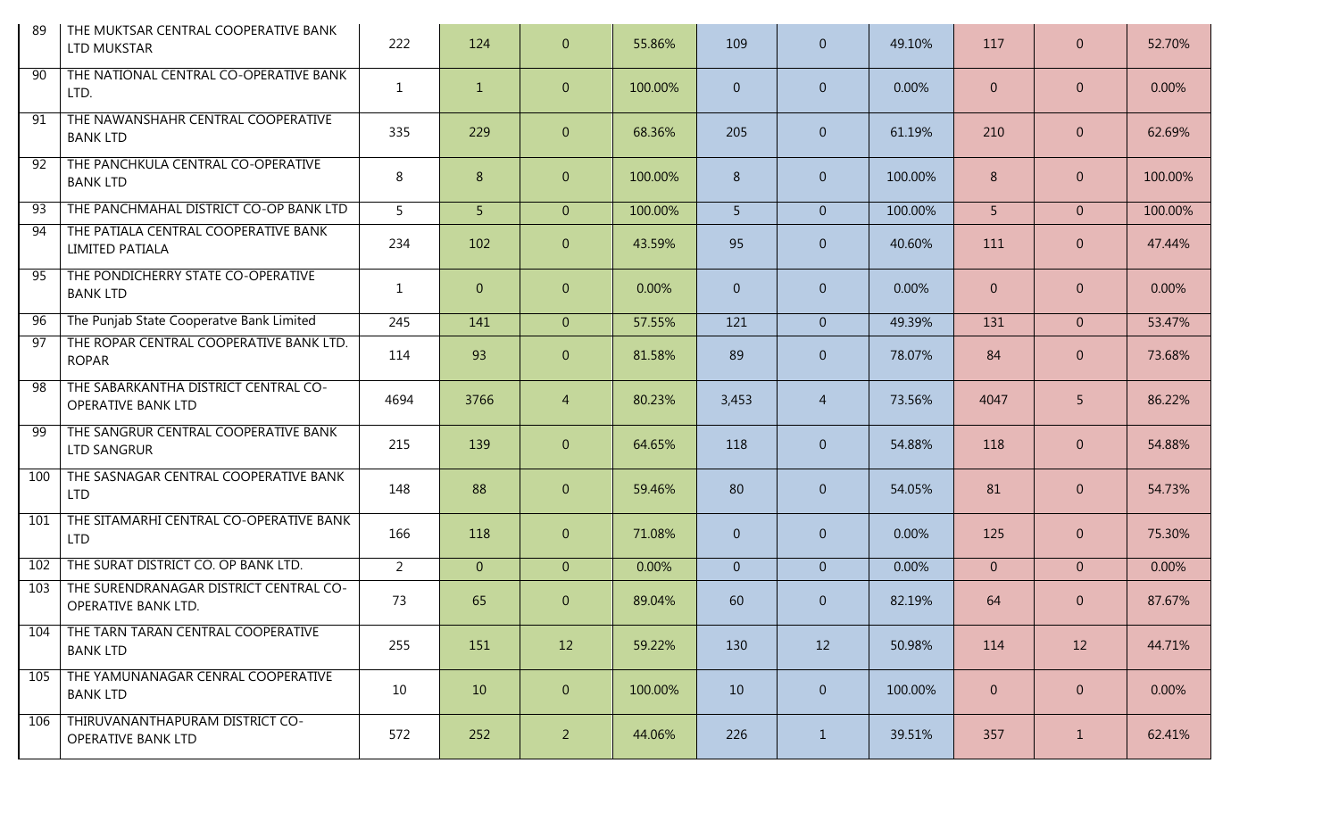| 89 | THE MUKTSAR CENTRAL COOPERATIVE BANK LTD MUKSTAR | 222 | 124 | 0 | 55.86% | 109 | 0 | 49.10% | 117 | 0 | 52.70% |
|---|---|---|---|---|---|---|---|---|---|---|---|
| 90 | THE NATIONAL CENTRAL CO-OPERATIVE BANK LTD. | 1 | 1 | 0 | 100.00% | 0 | 0 | 0.00% | 0 | 0 | 0.00% |
| 91 | THE NAWANSHAHR CENTRAL COOPERATIVE BANK LTD | 335 | 229 | 0 | 68.36% | 205 | 0 | 61.19% | 210 | 0 | 62.69% |
| 92 | THE PANCHKULA CENTRAL CO-OPERATIVE BANK LTD | 8 | 8 | 0 | 100.00% | 8 | 0 | 100.00% | 8 | 0 | 100.00% |
| 93 | THE PANCHMAHAL DISTRICT CO-OP BANK LTD | 5 | 5 | 0 | 100.00% | 5 | 0 | 100.00% | 5 | 0 | 100.00% |
| 94 | THE PATIALA CENTRAL COOPERATIVE BANK LIMITED PATIALA | 234 | 102 | 0 | 43.59% | 95 | 0 | 40.60% | 111 | 0 | 47.44% |
| 95 | THE PONDICHERRY STATE CO-OPERATIVE BANK LTD | 1 | 0 | 0 | 0.00% | 0 | 0 | 0.00% | 0 | 0 | 0.00% |
| 96 | The Punjab State Cooperatve Bank Limited | 245 | 141 | 0 | 57.55% | 121 | 0 | 49.39% | 131 | 0 | 53.47% |
| 97 | THE ROPAR CENTRAL COOPERATIVE BANK LTD. ROPAR | 114 | 93 | 0 | 81.58% | 89 | 0 | 78.07% | 84 | 0 | 73.68% |
| 98 | THE SABARKANTHA DISTRICT CENTRAL CO-OPERATIVE BANK LTD | 4694 | 3766 | 4 | 80.23% | 3,453 | 4 | 73.56% | 4047 | 5 | 86.22% |
| 99 | THE SANGRUR CENTRAL COOPERATIVE BANK LTD SANGRUR | 215 | 139 | 0 | 64.65% | 118 | 0 | 54.88% | 118 | 0 | 54.88% |
| 100 | THE SASNAGAR CENTRAL COOPERATIVE BANK LTD | 148 | 88 | 0 | 59.46% | 80 | 0 | 54.05% | 81 | 0 | 54.73% |
| 101 | THE SITAMARHI CENTRAL CO-OPERATIVE BANK LTD | 166 | 118 | 0 | 71.08% | 0 | 0 | 0.00% | 125 | 0 | 75.30% |
| 102 | THE SURAT DISTRICT CO. OP BANK LTD. | 2 | 0 | 0 | 0.00% | 0 | 0 | 0.00% | 0 | 0 | 0.00% |
| 103 | THE SURENDRANAGAR DISTRICT CENTRAL CO-OPERATIVE BANK LTD. | 73 | 65 | 0 | 89.04% | 60 | 0 | 82.19% | 64 | 0 | 87.67% |
| 104 | THE TARN TARAN CENTRAL COOPERATIVE BANK LTD | 255 | 151 | 12 | 59.22% | 130 | 12 | 50.98% | 114 | 12 | 44.71% |
| 105 | THE YAMUNANAGAR CENRAL COOPERATIVE BANK LTD | 10 | 10 | 0 | 100.00% | 10 | 0 | 100.00% | 0 | 0 | 0.00% |
| 106 | THIRUVANANTHAPURAM DISTRICT CO-OPERATIVE BANK LTD | 572 | 252 | 2 | 44.06% | 226 | 1 | 39.51% | 357 | 1 | 62.41% |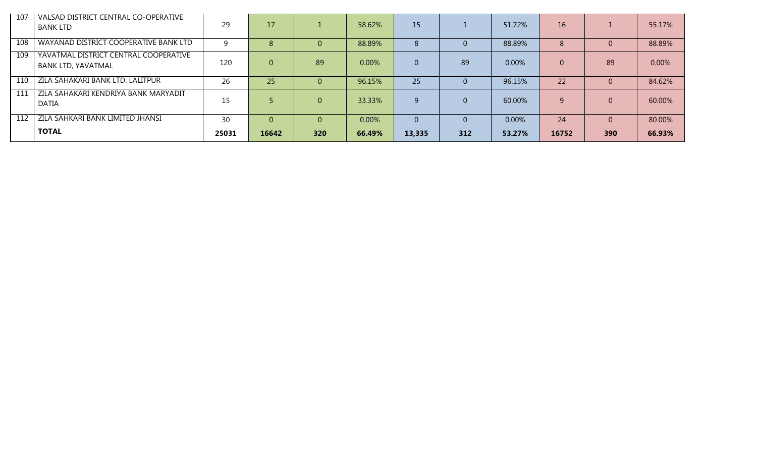| | | | | | | | | | | | |
|---|---|---|---|---|---|---|---|---|---|---|---|
| 107 | VALSAD DISTRICT CENTRAL CO-OPERATIVE BANK LTD | 29 | 17 | 1 | 58.62% | 15 | 1 | 51.72% | 16 | 1 | 55.17% |
| 108 | WAYANAD DISTRICT COOPERATIVE BANK LTD | 9 | 8 | 0 | 88.89% | 8 | 0 | 88.89% | 8 | 0 | 88.89% |
| 109 | YAVATMAL DISTRICT CENTRAL COOPERATIVE BANK LTD, YAVATMAL | 120 | 0 | 89 | 0.00% | 0 | 89 | 0.00% | 0 | 89 | 0.00% |
| 110 | ZILA SAHAKARI BANK LTD. LALITPUR | 26 | 25 | 0 | 96.15% | 25 | 0 | 96.15% | 22 | 0 | 84.62% |
| 111 | ZILA SAHAKARI KENDRIYA BANK MARYADIT DATIA | 15 | 5 | 0 | 33.33% | 9 | 0 | 60.00% | 9 | 0 | 60.00% |
| 112 | ZILA SAHKARI BANK LIMITED JHANSI | 30 | 0 | 0 | 0.00% | 0 | 0 | 0.00% | 24 | 0 | 80.00% |
| | **TOTAL** | **25031** | **16642** | **320** | **66.49%** | **13,335** | **312** | **53.27%** | **16752** | **390** | **66.93%** |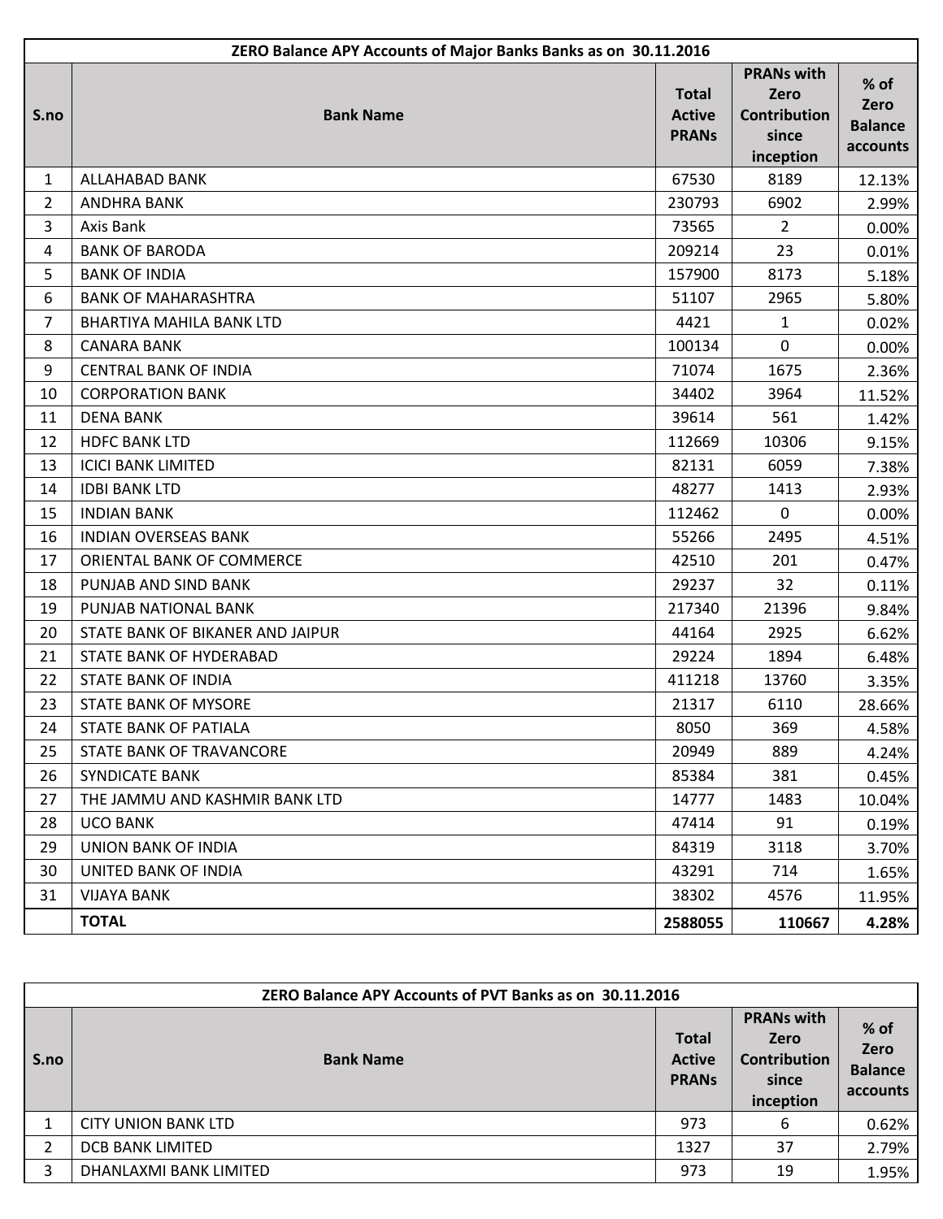| ZERO Balance APY Accounts of Major Banks Banks as on 30.11.2016 | | | | |
|---|---|---|---|---|
| S.no | Bank Name | Total Active PRANs | PRANs with Zero Contribution since inception | % of Zero Balance accounts |
| 1 | ALLAHABAD BANK | 67530 | 8189 | 12.13% |
| 2 | ANDHRA BANK | 230793 | 6902 | 2.99% |
| 3 | Axis Bank | 73565 | 2 | 0.00% |
| 4 | BANK OF BARODA | 209214 | 23 | 0.01% |
| 5 | BANK OF INDIA | 157900 | 8173 | 5.18% |
| 6 | BANK OF MAHARASHTRA | 51107 | 2965 | 5.80% |
| 7 | BHARTIYA MAHILA BANK LTD | 4421 | 1 | 0.02% |
| 8 | CANARA BANK | 100134 | 0 | 0.00% |
| 9 | CENTRAL BANK OF INDIA | 71074 | 1675 | 2.36% |
| 10 | CORPORATION BANK | 34402 | 3964 | 11.52% |
| 11 | DENA BANK | 39614 | 561 | 1.42% |
| 12 | HDFC BANK LTD | 112669 | 10306 | 9.15% |
| 13 | ICICI BANK LIMITED | 82131 | 6059 | 7.38% |
| 14 | IDBI BANK LTD | 48277 | 1413 | 2.93% |
| 15 | INDIAN BANK | 112462 | 0 | 0.00% |
| 16 | INDIAN OVERSEAS BANK | 55266 | 2495 | 4.51% |
| 17 | ORIENTAL BANK OF COMMERCE | 42510 | 201 | 0.47% |
| 18 | PUNJAB AND SIND BANK | 29237 | 32 | 0.11% |
| 19 | PUNJAB NATIONAL BANK | 217340 | 21396 | 9.84% |
| 20 | STATE BANK OF BIKANER AND JAIPUR | 44164 | 2925 | 6.62% |
| 21 | STATE BANK OF HYDERABAD | 29224 | 1894 | 6.48% |
| 22 | STATE BANK OF INDIA | 411218 | 13760 | 3.35% |
| 23 | STATE BANK OF MYSORE | 21317 | 6110 | 28.66% |
| 24 | STATE BANK OF PATIALA | 8050 | 369 | 4.58% |
| 25 | STATE BANK OF TRAVANCORE | 20949 | 889 | 4.24% |
| 26 | SYNDICATE BANK | 85384 | 381 | 0.45% |
| 27 | THE JAMMU AND KASHMIR BANK LTD | 14777 | 1483 | 10.04% |
| 28 | UCO BANK | 47414 | 91 | 0.19% |
| 29 | UNION BANK OF INDIA | 84319 | 3118 | 3.70% |
| 30 | UNITED BANK OF INDIA | 43291 | 714 | 1.65% |
| 31 | VIJAYA BANK | 38302 | 4576 | 11.95% |
| | **TOTAL** | **2588055** | **110667** | **4.28%** |

| ZERO Balance APY Accounts of PVT Banks as on 30.11.2016 | | | | |
|---|---|---|---|---|
| S.no | Bank Name | Total Active PRANs | PRANs with Zero Contribution since inception | % of Zero Balance accounts |
| 1 | CITY UNION BANK LTD | 973 | 6 | 0.62% |
| 2 | DCB BANK LIMITED | 1327 | 37 | 2.79% |
| 3 | DHANLAXMI BANK LIMITED | 973 | 19 | 1.95% |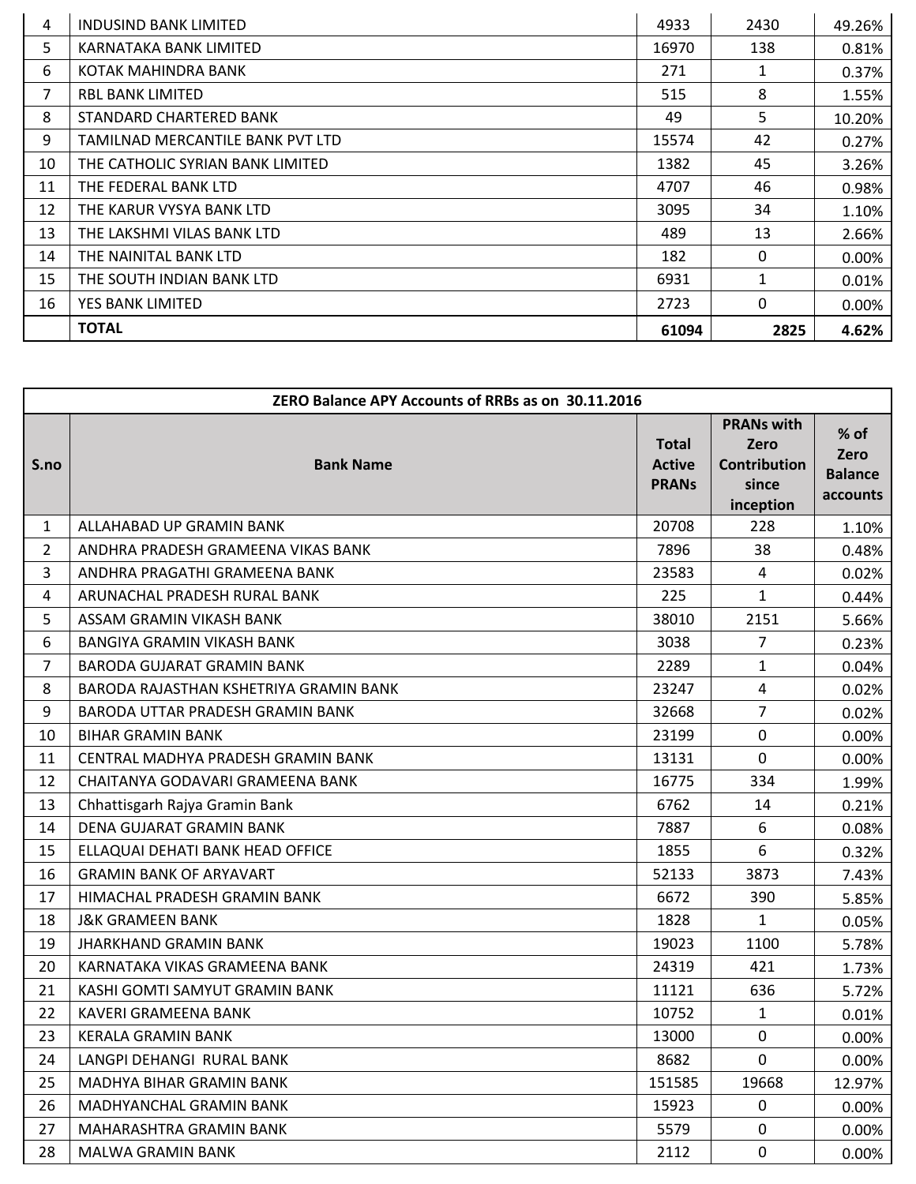| | | | | |
|---|---|---|---|---|
| 4 | INDUSIND BANK LIMITED | 4933 | 2430 | 49.26% |
| 5 | KARNATAKA BANK LIMITED | 16970 | 138 | 0.81% |
| 6 | KOTAK MAHINDRA BANK | 271 | 1 | 0.37% |
| 7 | RBL BANK LIMITED | 515 | 8 | 1.55% |
| 8 | STANDARD CHARTERED BANK | 49 | 5 | 10.20% |
| 9 | TAMILNAD MERCANTILE BANK PVT LTD | 15574 | 42 | 0.27% |
| 10 | THE CATHOLIC SYRIAN BANK LIMITED | 1382 | 45 | 3.26% |
| 11 | THE FEDERAL BANK LTD | 4707 | 46 | 0.98% |
| 12 | THE KARUR VYSYA BANK LTD | 3095 | 34 | 1.10% |
| 13 | THE LAKSHMI VILAS BANK LTD | 489 | 13 | 2.66% |
| 14 | THE NAINITAL BANK LTD | 182 | 0 | 0.00% |
| 15 | THE SOUTH INDIAN BANK LTD | 6931 | 1 | 0.01% |
| 16 | YES BANK LIMITED | 2723 | 0 | 0.00% |
| | **TOTAL** | **61094** | **2825** | **4.62%** |

**ZERO Balance APY Accounts of RRBs as on 30.11.2016**

| S.no | Bank Name | Total Active PRANs | PRANs with Zero Contribution since inception | % of Zero Balance accounts |
|---|---|---|---|---|
| 1 | ALLAHABAD UP GRAMIN BANK | 20708 | 228 | 1.10% |
| 2 | ANDHRA PRADESH GRAMEENA VIKAS BANK | 7896 | 38 | 0.48% |
| 3 | ANDHRA PRAGATHI GRAMEENA BANK | 23583 | 4 | 0.02% |
| 4 | ARUNACHAL PRADESH RURAL BANK | 225 | 1 | 0.44% |
| 5 | ASSAM GRAMIN VIKASH BANK | 38010 | 2151 | 5.66% |
| 6 | BANGIYA GRAMIN VIKASH BANK | 3038 | 7 | 0.23% |
| 7 | BARODA GUJARAT GRAMIN BANK | 2289 | 1 | 0.04% |
| 8 | BARODA RAJASTHAN KSHETRIYA GRAMIN BANK | 23247 | 4 | 0.02% |
| 9 | BARODA UTTAR PRADESH GRAMIN BANK | 32668 | 7 | 0.02% |
| 10 | BIHAR GRAMIN BANK | 23199 | 0 | 0.00% |
| 11 | CENTRAL MADHYA PRADESH GRAMIN BANK | 13131 | 0 | 0.00% |
| 12 | CHAITANYA GODAVARI GRAMEENA BANK | 16775 | 334 | 1.99% |
| 13 | Chhattisgarh Rajya Gramin Bank | 6762 | 14 | 0.21% |
| 14 | DENA GUJARAT GRAMIN BANK | 7887 | 6 | 0.08% |
| 15 | ELLAQUAI DEHATI BANK HEAD OFFICE | 1855 | 6 | 0.32% |
| 16 | GRAMIN BANK OF ARYAVART | 52133 | 3873 | 7.43% |
| 17 | HIMACHAL PRADESH GRAMIN BANK | 6672 | 390 | 5.85% |
| 18 | J&K GRAMEEN BANK | 1828 | 1 | 0.05% |
| 19 | JHARKHAND GRAMIN BANK | 19023 | 1100 | 5.78% |
| 20 | KARNATAKA VIKAS GRAMEENA BANK | 24319 | 421 | 1.73% |
| 21 | KASHI GOMTI SAMYUT GRAMIN BANK | 11121 | 636 | 5.72% |
| 22 | KAVERI GRAMEENA BANK | 10752 | 1 | 0.01% |
| 23 | KERALA GRAMIN BANK | 13000 | 0 | 0.00% |
| 24 | LANGPI DEHANGI RURAL BANK | 8682 | 0 | 0.00% |
| 25 | MADHYA BIHAR GRAMIN BANK | 151585 | 19668 | 12.97% |
| 26 | MADHYANCHAL GRAMIN BANK | 15923 | 0 | 0.00% |
| 27 | MAHARASHTRA GRAMIN BANK | 5579 | 0 | 0.00% |
| 28 | MALWA GRAMIN BANK | 2112 | 0 | 0.00% |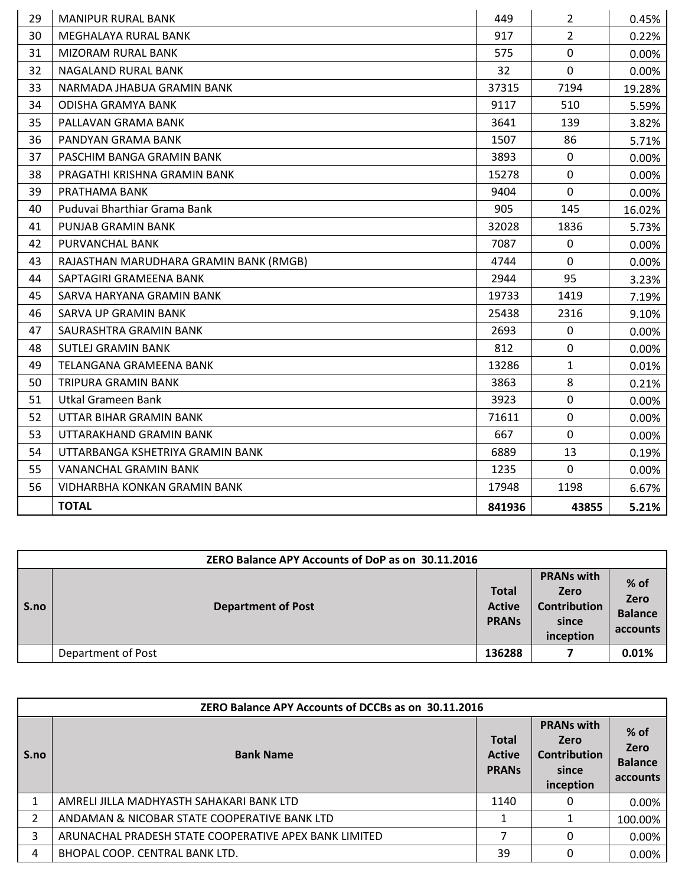| 29 | MANIPUR RURAL BANK | 449 | 2 | 0.45% |
|---|---|---|---|---|
| 30 | MEGHALAYA RURAL BANK | 917 | 2 | 0.22% |
| 31 | MIZORAM RURAL BANK | 575 | 0 | 0.00% |
| 32 | NAGALAND RURAL BANK | 32 | 0 | 0.00% |
| 33 | NARMADA JHABUA GRAMIN BANK | 37315 | 7194 | 19.28% |
| 34 | ODISHA GRAMYA BANK | 9117 | 510 | 5.59% |
| 35 | PALLAVAN GRAMA BANK | 3641 | 139 | 3.82% |
| 36 | PANDYAN GRAMA BANK | 1507 | 86 | 5.71% |
| 37 | PASCHIM BANGA GRAMIN BANK | 3893 | 0 | 0.00% |
| 38 | PRAGATHI KRISHNA GRAMIN BANK | 15278 | 0 | 0.00% |
| 39 | PRATHAMA BANK | 9404 | 0 | 0.00% |
| 40 | Puduvai Bharthiar Grama Bank | 905 | 145 | 16.02% |
| 41 | PUNJAB GRAMIN BANK | 32028 | 1836 | 5.73% |
| 42 | PURVANCHAL BANK | 7087 | 0 | 0.00% |
| 43 | RAJASTHAN MARUDHARA GRAMIN BANK (RMGB) | 4744 | 0 | 0.00% |
| 44 | SAPTAGIRI GRAMEENA BANK | 2944 | 95 | 3.23% |
| 45 | SARVA HARYANA GRAMIN BANK | 19733 | 1419 | 7.19% |
| 46 | SARVA UP GRAMIN BANK | 25438 | 2316 | 9.10% |
| 47 | SAURASHTRA GRAMIN BANK | 2693 | 0 | 0.00% |
| 48 | SUTLEJ GRAMIN BANK | 812 | 0 | 0.00% |
| 49 | TELANGANA GRAMEENA BANK | 13286 | 1 | 0.01% |
| 50 | TRIPURA GRAMIN BANK | 3863 | 8 | 0.21% |
| 51 | Utkal Grameen Bank | 3923 | 0 | 0.00% |
| 52 | UTTAR BIHAR GRAMIN BANK | 71611 | 0 | 0.00% |
| 53 | UTTARAKHAND GRAMIN BANK | 667 | 0 | 0.00% |
| 54 | UTTARBANGA KSHETRIYA GRAMIN BANK | 6889 | 13 | 0.19% |
| 55 | VANANCHAL GRAMIN BANK | 1235 | 0 | 0.00% |
| 56 | VIDHARBHA KONKAN GRAMIN BANK | 17948 | 1198 | 6.67% |
| | **TOTAL** | **841936** | **43855** | **5.21%** |

**ZERO Balance APY Accounts of DoP as on 30.11.2016**

| S.no | Department of Post | Total Active PRANs | PRANs with Zero Contribution since inception | % of Zero Balance accounts |
|---|---|---|---|---|
| | Department of Post | **136288** | **7** | **0.01%** |

**ZERO Balance APY Accounts of DCCBs as on 30.11.2016**

| S.no | Bank Name | Total Active PRANs | PRANs with Zero Contribution since inception | % of Zero Balance accounts |
|---|---|---|---|---|
| 1 | AMRELI JILLA MADHYASTH SAHAKARI BANK LTD | 1140 | 0 | 0.00% |
| 2 | ANDAMAN & NICOBAR STATE COOPERATIVE BANK LTD | 1 | 1 | 100.00% |
| 3 | ARUNACHAL PRADESH STATE COOPERATIVE APEX BANK LIMITED | 7 | 0 | 0.00% |
| 4 | BHOPAL COOP. CENTRAL BANK LTD. | 39 | 0 | 0.00% |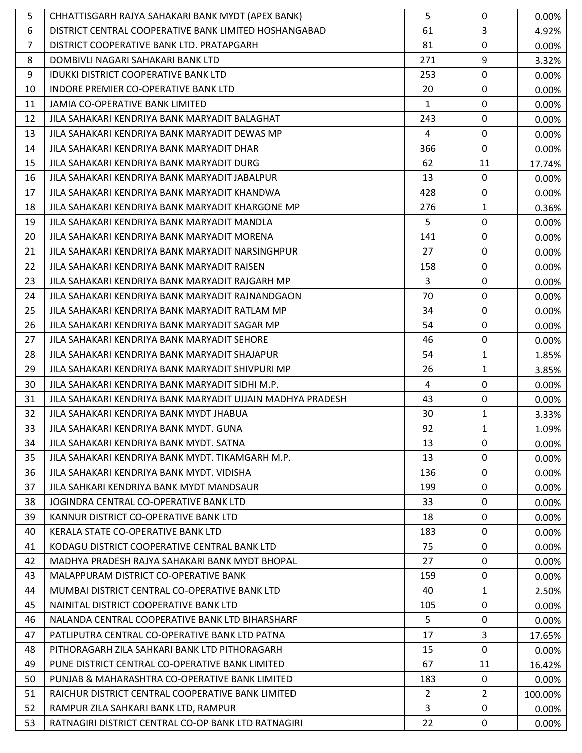| 5 | CHHATTISGARH RAJYA SAHAKARI BANK MYDT (APEX BANK) | 5 | 0 | 0.00% |
|---|---|---|---|---|
| 6 | DISTRICT CENTRAL COOPERATIVE BANK LIMITED HOSHANGABAD | 61 | 3 | 4.92% |
| 7 | DISTRICT COOPERATIVE BANK LTD. PRATAPGARH | 81 | 0 | 0.00% |
| 8 | DOMBIVLI NAGARI SAHAKARI BANK LTD | 271 | 9 | 3.32% |
| 9 | IDUKKI DISTRICT COOPERATIVE BANK LTD | 253 | 0 | 0.00% |
| 10 | INDORE PREMIER CO-OPERATIVE BANK LTD | 20 | 0 | 0.00% |
| 11 | JAMIA CO-OPERATIVE BANK LIMITED | 1 | 0 | 0.00% |
| 12 | JILA SAHAKARI KENDRIYA BANK MARYADIT BALAGHAT | 243 | 0 | 0.00% |
| 13 | JILA SAHAKARI KENDRIYA BANK MARYADIT DEWAS MP | 4 | 0 | 0.00% |
| 14 | JILA SAHAKARI KENDRIYA BANK MARYADIT DHAR | 366 | 0 | 0.00% |
| 15 | JILA SAHAKARI KENDRIYA BANK MARYADIT DURG | 62 | 11 | 17.74% |
| 16 | JILA SAHAKARI KENDRIYA BANK MARYADIT JABALPUR | 13 | 0 | 0.00% |
| 17 | JILA SAHAKARI KENDRIYA BANK MARYADIT KHANDWA | 428 | 0 | 0.00% |
| 18 | JILA SAHAKARI KENDRIYA BANK MARYADIT KHARGONE MP | 276 | 1 | 0.36% |
| 19 | JILA SAHAKARI KENDRIYA BANK MARYADIT MANDLA | 5 | 0 | 0.00% |
| 20 | JILA SAHAKARI KENDRIYA BANK MARYADIT MORENA | 141 | 0 | 0.00% |
| 21 | JILA SAHAKARI KENDRIYA BANK MARYADIT NARSINGHPUR | 27 | 0 | 0.00% |
| 22 | JILA SAHAKARI KENDRIYA BANK MARYADIT RAISEN | 158 | 0 | 0.00% |
| 23 | JILA SAHAKARI KENDRIYA BANK MARYADIT RAJGARH MP | 3 | 0 | 0.00% |
| 24 | JILA SAHAKARI KENDRIYA BANK MARYADIT RAJNANDGAON | 70 | 0 | 0.00% |
| 25 | JILA SAHAKARI KENDRIYA BANK MARYADIT RATLAM MP | 34 | 0 | 0.00% |
| 26 | JILA SAHAKARI KENDRIYA BANK MARYADIT SAGAR MP | 54 | 0 | 0.00% |
| 27 | JILA SAHAKARI KENDRIYA BANK MARYADIT SEHORE | 46 | 0 | 0.00% |
| 28 | JILA SAHAKARI KENDRIYA BANK MARYADIT SHAJAPUR | 54 | 1 | 1.85% |
| 29 | JILA SAHAKARI KENDRIYA BANK MARYADIT SHIVPURI MP | 26 | 1 | 3.85% |
| 30 | JILA SAHAKARI KENDRIYA BANK MARYADIT SIDHI M.P. | 4 | 0 | 0.00% |
| 31 | JILA SAHAKARI KENDRIYA BANK MARYADIT UJJAIN MADHYA PRADESH | 43 | 0 | 0.00% |
| 32 | JILA SAHAKARI KENDRIYA BANK MYDT JHABUA | 30 | 1 | 3.33% |
| 33 | JILA SAHAKARI KENDRIYA BANK MYDT. GUNA | 92 | 1 | 1.09% |
| 34 | JILA SAHAKARI KENDRIYA BANK MYDT. SATNA | 13 | 0 | 0.00% |
| 35 | JILA SAHAKARI KENDRIYA BANK MYDT. TIKAMGARH M.P. | 13 | 0 | 0.00% |
| 36 | JILA SAHAKARI KENDRIYA BANK MYDT. VIDISHA | 136 | 0 | 0.00% |
| 37 | JILA SAHKARI KENDRIYA BANK MYDT MANDSAUR | 199 | 0 | 0.00% |
| 38 | JOGINDRA CENTRAL CO-OPERATIVE BANK LTD | 33 | 0 | 0.00% |
| 39 | KANNUR DISTRICT CO-OPERATIVE BANK LTD | 18 | 0 | 0.00% |
| 40 | KERALA STATE CO-OPERATIVE BANK LTD | 183 | 0 | 0.00% |
| 41 | KODAGU DISTRICT COOPERATIVE CENTRAL BANK LTD | 75 | 0 | 0.00% |
| 42 | MADHYA PRADESH RAJYA SAHAKARI BANK MYDT BHOPAL | 27 | 0 | 0.00% |
| 43 | MALAPPURAM DISTRICT CO-OPERATIVE BANK | 159 | 0 | 0.00% |
| 44 | MUMBAI DISTRICT CENTRAL CO-OPERATIVE BANK LTD | 40 | 1 | 2.50% |
| 45 | NAINITAL DISTRICT COOPERATIVE BANK LTD | 105 | 0 | 0.00% |
| 46 | NALANDA CENTRAL COOPERATIVE BANK LTD BIHARSHARF | 5 | 0 | 0.00% |
| 47 | PATLIPUTRA CENTRAL CO-OPERATIVE BANK LTD PATNA | 17 | 3 | 17.65% |
| 48 | PITHORAGARH ZILA SAHKARI BANK LTD PITHORAGARH | 15 | 0 | 0.00% |
| 49 | PUNE DISTRICT CENTRAL CO-OPERATIVE BANK LIMITED | 67 | 11 | 16.42% |
| 50 | PUNJAB & MAHARASHTRA CO-OPERATIVE BANK LIMITED | 183 | 0 | 0.00% |
| 51 | RAICHUR DISTRICT CENTRAL COOPERATIVE BANK LIMITED | 2 | 2 | 100.00% |
| 52 | RAMPUR ZILA SAHKARI BANK LTD, RAMPUR | 3 | 0 | 0.00% |
| 53 | RATNAGIRI DISTRICT CENTRAL CO-OP BANK LTD RATNAGIRI | 22 | 0 | 0.00% |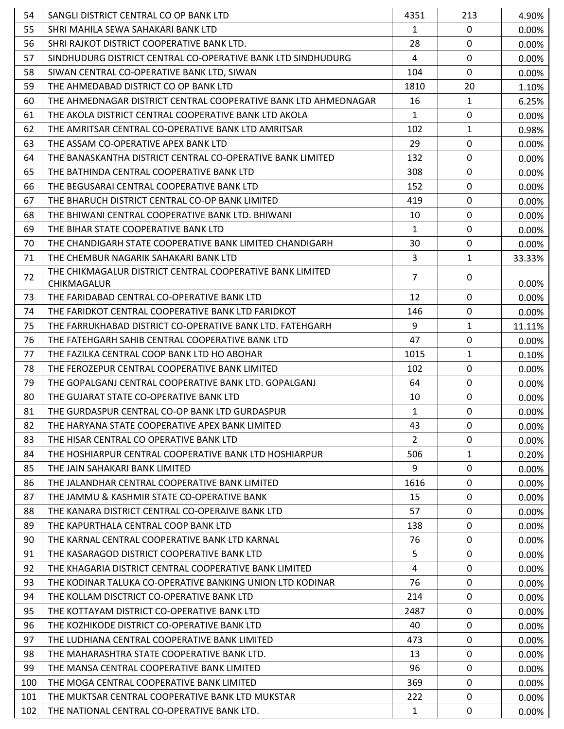| | | | | |
|---|---|---|---|---|
| 54 | SANGLI DISTRICT CENTRAL CO OP BANK LTD | 4351 | 213 | 4.90% |
| 55 | SHRI MAHILA SEWA SAHAKARI BANK LTD | 1 | 0 | 0.00% |
| 56 | SHRI RAJKOT DISTRICT COOPERATIVE BANK LTD. | 28 | 0 | 0.00% |
| 57 | SINDHUDURG DISTRICT CENTRAL CO-OPERATIVE BANK LTD SINDHUDURG | 4 | 0 | 0.00% |
| 58 | SIWAN CENTRAL CO-OPERATIVE BANK LTD, SIWAN | 104 | 0 | 0.00% |
| 59 | THE AHMEDABAD DISTRICT CO OP BANK LTD | 1810 | 20 | 1.10% |
| 60 | THE AHMEDNAGAR DISTRICT CENTRAL COOPERATIVE BANK LTD AHMEDNAGAR | 16 | 1 | 6.25% |
| 61 | THE AKOLA DISTRICT CENTRAL COOPERATIVE BANK LTD AKOLA | 1 | 0 | 0.00% |
| 62 | THE AMRITSAR CENTRAL CO-OPERATIVE BANK LTD AMRITSAR | 102 | 1 | 0.98% |
| 63 | THE ASSAM CO-OPERATIVE APEX BANK LTD | 29 | 0 | 0.00% |
| 64 | THE BANASKANTHA DISTRICT CENTRAL CO-OPERATIVE BANK LIMITED | 132 | 0 | 0.00% |
| 65 | THE BATHINDA CENTRAL COOPERATIVE BANK LTD | 308 | 0 | 0.00% |
| 66 | THE BEGUSARAI CENTRAL COOPERATIVE BANK LTD | 152 | 0 | 0.00% |
| 67 | THE BHARUCH DISTRICT CENTRAL CO-OP BANK LIMITED | 419 | 0 | 0.00% |
| 68 | THE BHIWANI CENTRAL COOPERATIVE BANK LTD. BHIWANI | 10 | 0 | 0.00% |
| 69 | THE BIHAR STATE COOPERATIVE BANK LTD | 1 | 0 | 0.00% |
| 70 | THE CHANDIGARH STATE COOPERATIVE BANK LIMITED CHANDIGARH | 30 | 0 | 0.00% |
| 71 | THE CHEMBUR NAGARIK SAHAKARI BANK LTD | 3 | 1 | 33.33% |
| 72 | THE CHIKMAGALUR DISTRICT CENTRAL COOPERATIVE BANK LIMITED CHIKMAGALUR | 7 | 0 | 0.00% |
| 73 | THE FARIDABAD CENTRAL CO-OPERATIVE BANK LTD | 12 | 0 | 0.00% |
| 74 | THE FARIDKOT CENTRAL COOPERATIVE BANK LTD FARIDKOT | 146 | 0 | 0.00% |
| 75 | THE FARRUKHABAD DISTRICT CO-OPERATIVE BANK LTD. FATEHGARH | 9 | 1 | 11.11% |
| 76 | THE FATEHGARH SAHIB CENTRAL COOPERATIVE BANK LTD | 47 | 0 | 0.00% |
| 77 | THE FAZILKA CENTRAL COOP BANK LTD HO ABOHAR | 1015 | 1 | 0.10% |
| 78 | THE FEROZEPUR CENTRAL COOPERATIVE BANK LIMITED | 102 | 0 | 0.00% |
| 79 | THE GOPALGANJ CENTRAL COOPERATIVE BANK LTD. GOPALGANJ | 64 | 0 | 0.00% |
| 80 | THE GUJARAT STATE CO-OPERATIVE BANK LTD | 10 | 0 | 0.00% |
| 81 | THE GURDASPUR CENTRAL CO-OP BANK LTD GURDASPUR | 1 | 0 | 0.00% |
| 82 | THE HARYANA STATE COOPERATIVE APEX BANK LIMITED | 43 | 0 | 0.00% |
| 83 | THE HISAR CENTRAL CO OPERATIVE BANK LTD | 2 | 0 | 0.00% |
| 84 | THE HOSHIARPUR CENTRAL COOPERATIVE BANK LTD HOSHIARPUR | 506 | 1 | 0.20% |
| 85 | THE JAIN SAHAKARI BANK LIMITED | 9 | 0 | 0.00% |
| 86 | THE JALANDHAR CENTRAL COOPERATIVE BANK LIMITED | 1616 | 0 | 0.00% |
| 87 | THE JAMMU & KASHMIR STATE CO-OPERATIVE BANK | 15 | 0 | 0.00% |
| 88 | THE KANARA DISTRICT CENTRAL CO-OPERAIVE BANK LTD | 57 | 0 | 0.00% |
| 89 | THE KAPURTHALA CENTRAL COOP BANK LTD | 138 | 0 | 0.00% |
| 90 | THE KARNAL CENTRAL COOPERATIVE BANK LTD KARNAL | 76 | 0 | 0.00% |
| 91 | THE KASARAGOD DISTRICT COOPERATIVE BANK LTD | 5 | 0 | 0.00% |
| 92 | THE KHAGARIA DISTRICT CENTRAL COOPERATIVE BANK LIMITED | 4 | 0 | 0.00% |
| 93 | THE KODINAR TALUKA CO-OPERATIVE BANKING UNION LTD KODINAR | 76 | 0 | 0.00% |
| 94 | THE KOLLAM DISCTRICT CO-OPERATIVE BANK LTD | 214 | 0 | 0.00% |
| 95 | THE KOTTAYAM DISTRICT CO-OPERATIVE BANK LTD | 2487 | 0 | 0.00% |
| 96 | THE KOZHIKODE DISTRICT CO-OPERATIVE BANK LTD | 40 | 0 | 0.00% |
| 97 | THE LUDHIANA CENTRAL COOPERATIVE BANK LIMITED | 473 | 0 | 0.00% |
| 98 | THE MAHARASHTRA STATE COOPERATIVE BANK LTD. | 13 | 0 | 0.00% |
| 99 | THE MANSA CENTRAL COOPERATIVE BANK LIMITED | 96 | 0 | 0.00% |
| 100 | THE MOGA CENTRAL COOPERATIVE BANK LIMITED | 369 | 0 | 0.00% |
| 101 | THE MUKTSAR CENTRAL COOPERATIVE BANK LTD MUKSTAR | 222 | 0 | 0.00% |
| 102 | THE NATIONAL CENTRAL CO-OPERATIVE BANK LTD. | 1 | 0 | 0.00% |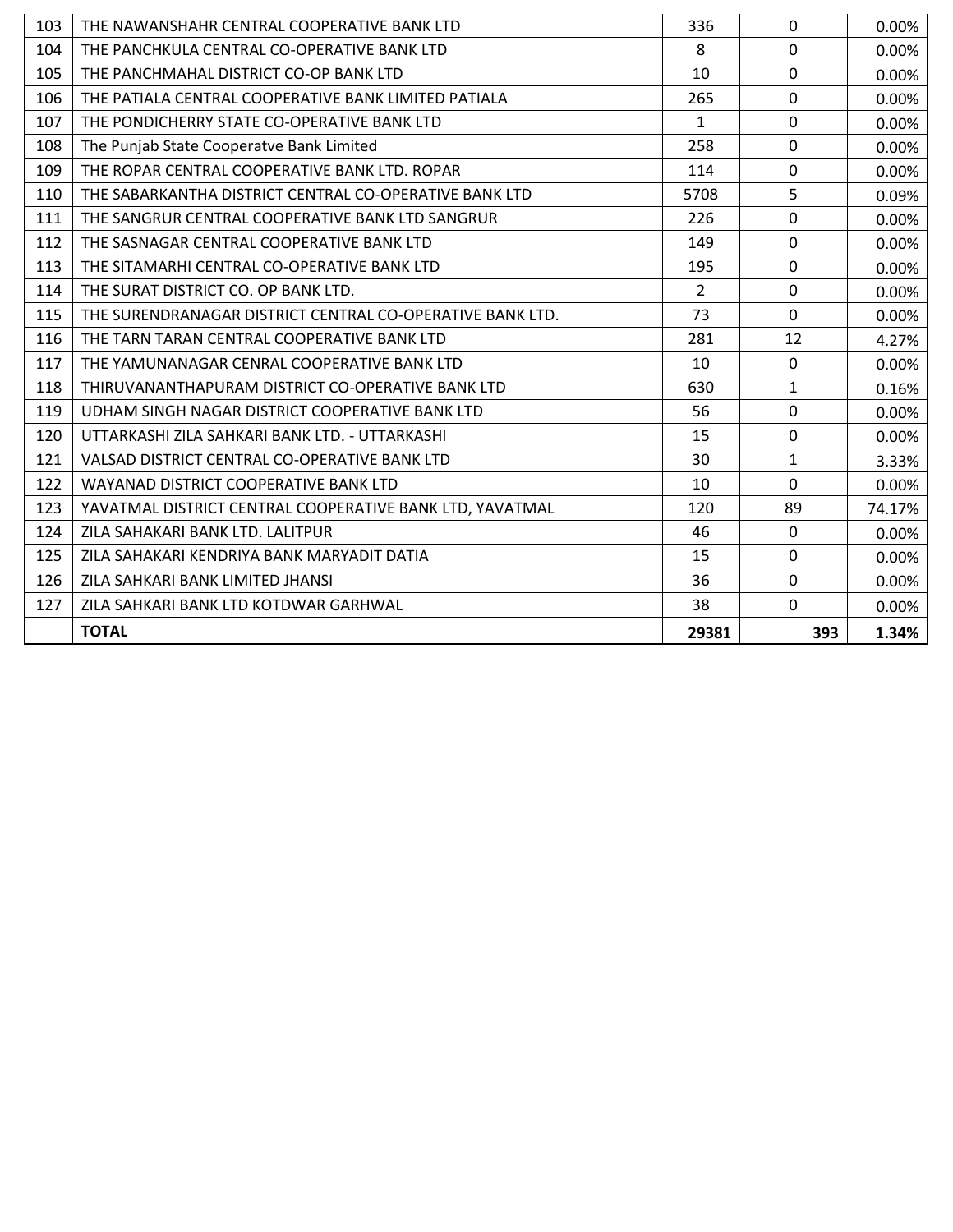| | | | | |
|---|---|---|---|---|
| 103 | THE NAWANSHAHR CENTRAL COOPERATIVE BANK LTD | 336 | 0 | 0.00% |
| 104 | THE PANCHKULA CENTRAL CO-OPERATIVE BANK LTD | 8 | 0 | 0.00% |
| 105 | THE PANCHMAHAL DISTRICT CO-OP BANK LTD | 10 | 0 | 0.00% |
| 106 | THE PATIALA CENTRAL COOPERATIVE BANK LIMITED PATIALA | 265 | 0 | 0.00% |
| 107 | THE PONDICHERRY STATE CO-OPERATIVE BANK LTD | 1 | 0 | 0.00% |
| 108 | The Punjab State Cooperatve Bank Limited | 258 | 0 | 0.00% |
| 109 | THE ROPAR CENTRAL COOPERATIVE BANK LTD. ROPAR | 114 | 0 | 0.00% |
| 110 | THE SABARKANTHA DISTRICT CENTRAL CO-OPERATIVE BANK LTD | 5708 | 5 | 0.09% |
| 111 | THE SANGRUR CENTRAL COOPERATIVE BANK LTD SANGRUR | 226 | 0 | 0.00% |
| 112 | THE SASNAGAR CENTRAL COOPERATIVE BANK LTD | 149 | 0 | 0.00% |
| 113 | THE SITAMARHI CENTRAL CO-OPERATIVE BANK LTD | 195 | 0 | 0.00% |
| 114 | THE SURAT DISTRICT CO. OP BANK LTD. | 2 | 0 | 0.00% |
| 115 | THE SURENDRANAGAR DISTRICT CENTRAL CO-OPERATIVE BANK LTD. | 73 | 0 | 0.00% |
| 116 | THE TARN TARAN CENTRAL COOPERATIVE BANK LTD | 281 | 12 | 4.27% |
| 117 | THE YAMUNANAGAR CENRAL COOPERATIVE BANK LTD | 10 | 0 | 0.00% |
| 118 | THIRUVANANTHAPURAM DISTRICT CO-OPERATIVE BANK LTD | 630 | 1 | 0.16% |
| 119 | UDHAM SINGH NAGAR DISTRICT COOPERATIVE BANK LTD | 56 | 0 | 0.00% |
| 120 | UTTARKASHI ZILA SAHKARI BANK LTD. - UTTARKASHI | 15 | 0 | 0.00% |
| 121 | VALSAD DISTRICT CENTRAL CO-OPERATIVE BANK LTD | 30 | 1 | 3.33% |
| 122 | WAYANAD DISTRICT COOPERATIVE BANK LTD | 10 | 0 | 0.00% |
| 123 | YAVATMAL DISTRICT CENTRAL COOPERATIVE BANK LTD, YAVATMAL | 120 | 89 | 74.17% |
| 124 | ZILA SAHAKARI BANK LTD. LALITPUR | 46 | 0 | 0.00% |
| 125 | ZILA SAHAKARI KENDRIYA BANK MARYADIT DATIA | 15 | 0 | 0.00% |
| 126 | ZILA SAHKARI BANK LIMITED JHANSI | 36 | 0 | 0.00% |
| 127 | ZILA SAHKARI BANK LTD KOTDWAR GARHWAL | 38 | 0 | 0.00% |
| | **TOTAL** | **29381** | **393** | **1.34%** |